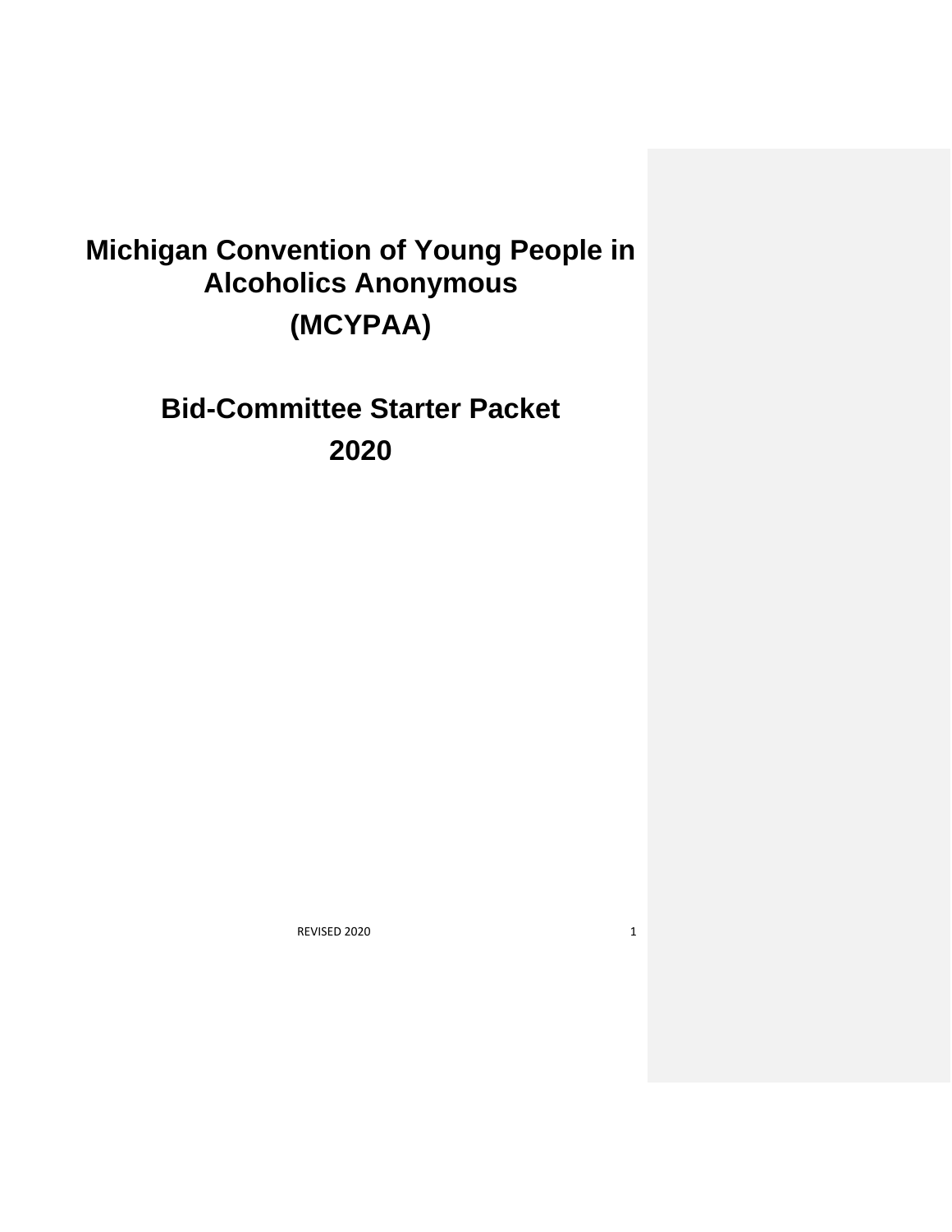# Michigan Convention of Young People in Alcoholics Anonymous

# (MCYPAA)

# Bid-Committee Starter Packet

# 2020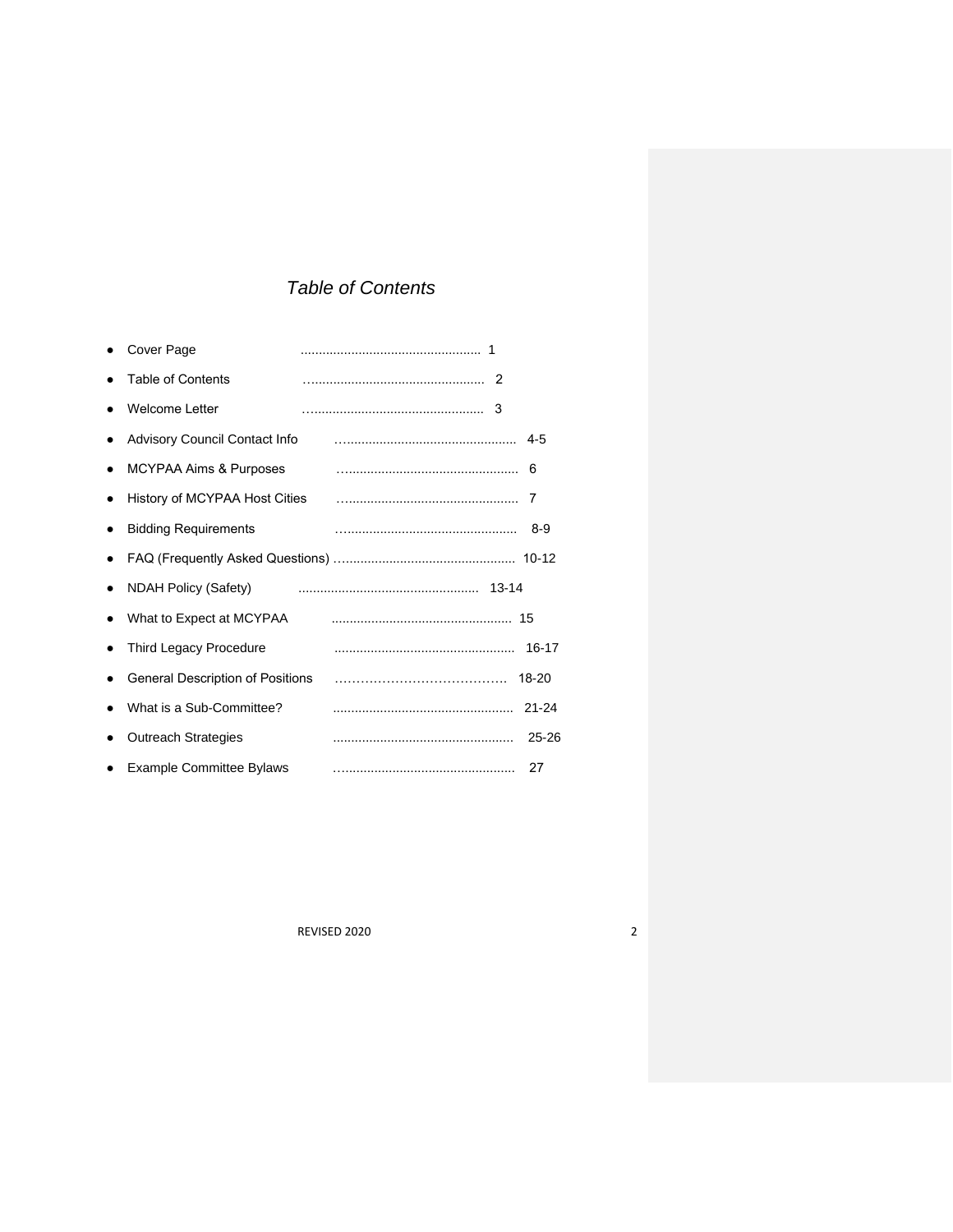# *Table of Contents*

- Cover Page .................................................. 1
- Table of Contents .................................................. 2
- Welcome Letter .................................................. 3
- Advisory Council Contact Info .................................................. 4-5
- MCYPAA Aims & Purposes .................................................. 6
- History of MCYPAA Host Cities .................................................. 7
- Bidding Requirements .................................................. 8-9
- FAQ (Frequently Asked Questions) .................................................. 10-12
- NDAH Policy (Safety) .................................................. 13-14
- What to Expect at MCYPAA .................................................. 15
- Third Legacy Procedure .................................................. 16-17
- General Description of Positions ………………………………… 18-20
- What is a Sub-Committee? .................................................. 21-24
- Outreach Strategies .................................................. 25-26
- Example Committee Bylaws .................................................. 27

REVISED 2020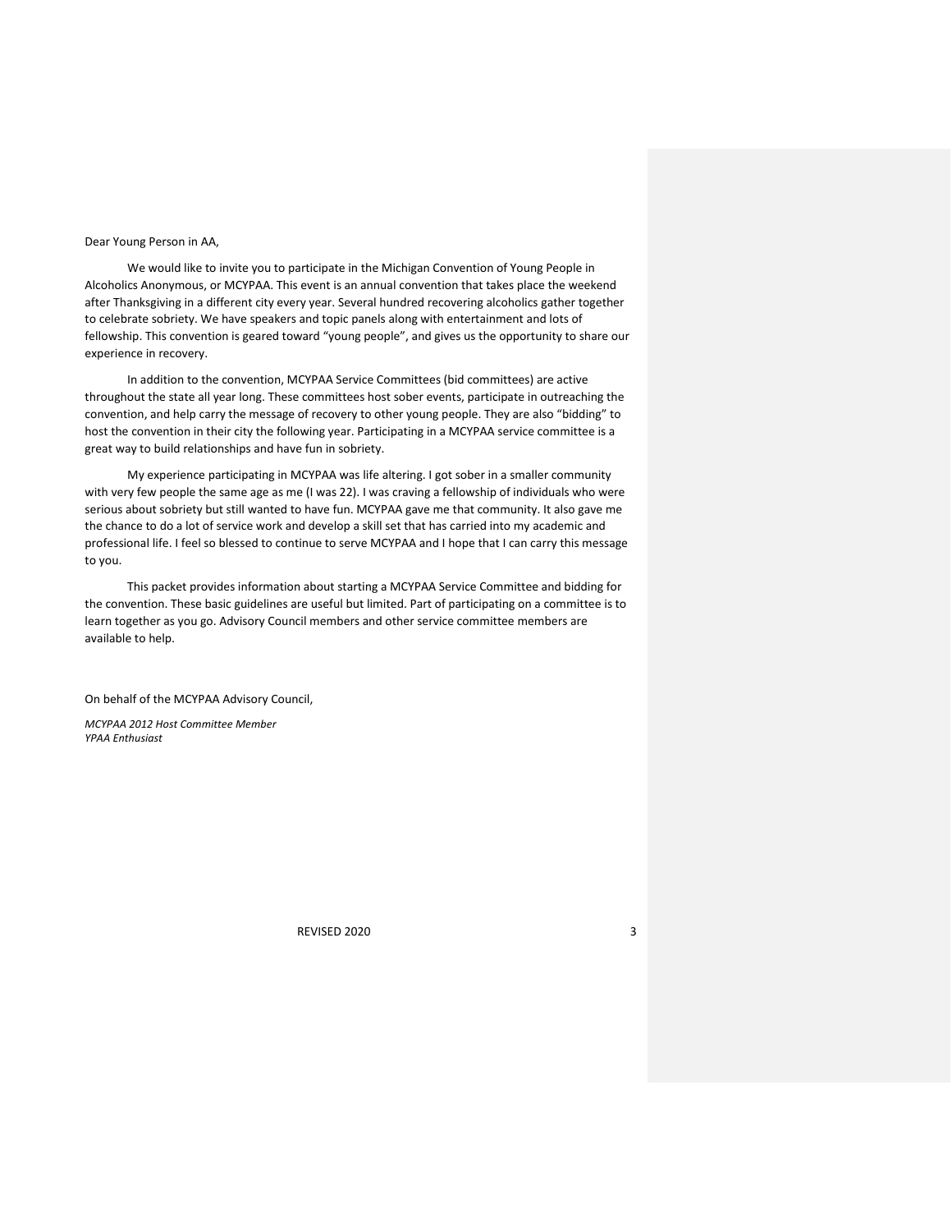Dear Young Person in AA,

We would like to invite you to participate in the Michigan Convention of Young People in Alcoholics Anonymous, or MCYPAA. This event is an annual convention that takes place the weekend after Thanksgiving in a different city every year. Several hundred recovering alcoholics gather together to celebrate sobriety. We have speakers and topic panels along with entertainment and lots of fellowship. This convention is geared toward "young people", and gives us the opportunity to share our experience in recovery.

In addition to the convention, MCYPAA Service Committees (bid committees) are active throughout the state all year long. These committees host sober events, participate in outreaching the convention, and help carry the message of recovery to other young people. They are also "bidding" to host the convention in their city the following year. Participating in a MCYPAA service committee is a great way to build relationships and have fun in sobriety.

My experience participating in MCYPAA was life altering. I got sober in a smaller community with very few people the same age as me (I was 22). I was craving a fellowship of individuals who were serious about sobriety but still wanted to have fun. MCYPAA gave me that community. It also gave me the chance to do a lot of service work and develop a skill set that has carried into my academic and professional life. I feel so blessed to continue to serve MCYPAA and I hope that I can carry this message to you.

This packet provides information about starting a MCYPAA Service Committee and bidding for the convention. These basic guidelines are useful but limited. Part of participating on a committee is to learn together as you go. Advisory Council members and other service committee members are available to help.

On behalf of the MCYPAA Advisory Council,

*MCYPAA 2012 Host Committee Member*
*YPAA Enthusiast*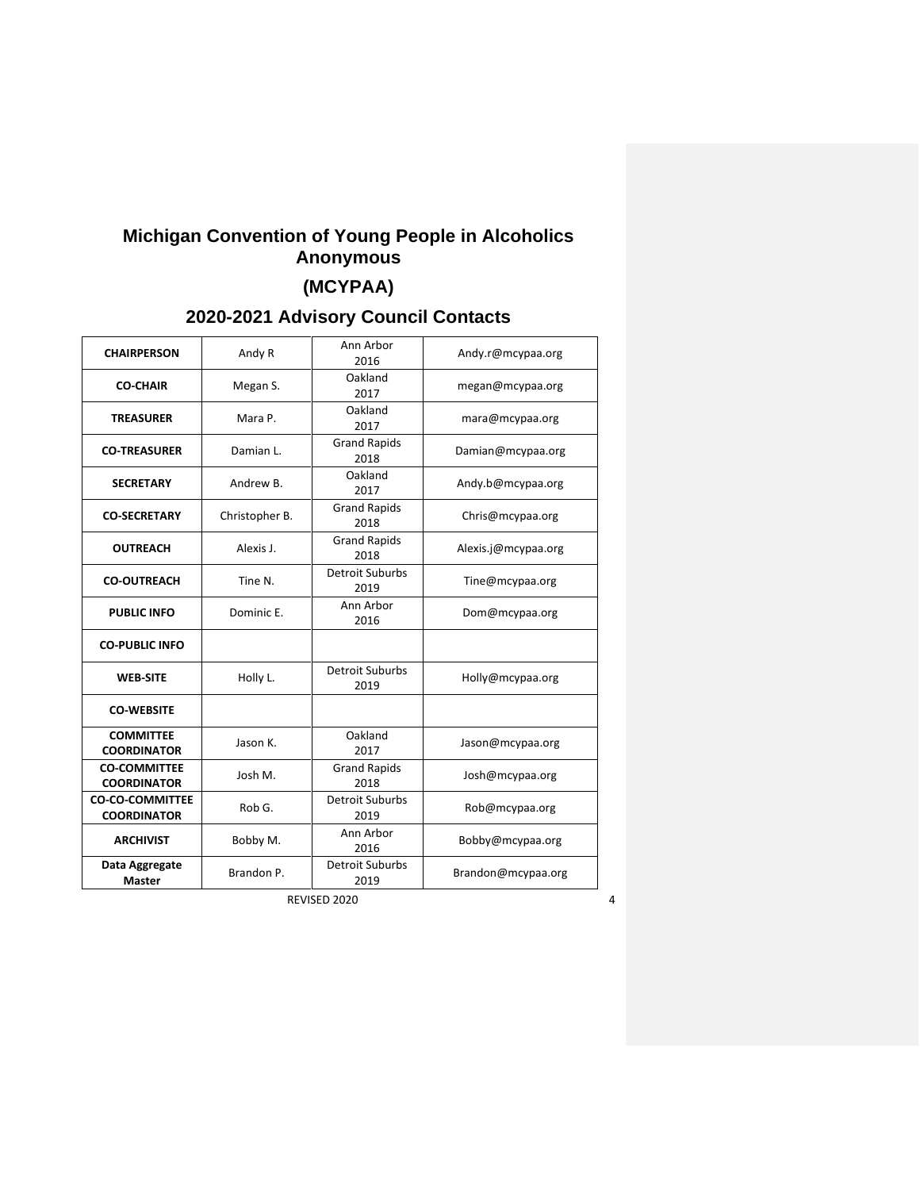# Michigan Convention of Young People in Alcoholics Anonymous

## (MCYPAA)

## 2020-2021 Advisory Council Contacts

| | | | |
|---|---|---|---|
| **CHAIRPERSON** | Andy R | Ann Arbor 2016 | Andy.r@mcypaa.org |
| **CO-CHAIR** | Megan S. | Oakland 2017 | megan@mcypaa.org |
| **TREASURER** | Mara P. | Oakland 2017 | mara@mcypaa.org |
| **CO-TREASURER** | Damian L. | Grand Rapids 2018 | Damian@mcypaa.org |
| **SECRETARY** | Andrew B. | Oakland 2017 | Andy.b@mcypaa.org |
| **CO-SECRETARY** | Christopher B. | Grand Rapids 2018 | Chris@mcypaa.org |
| **OUTREACH** | Alexis J. | Grand Rapids 2018 | Alexis.j@mcypaa.org |
| **CO-OUTREACH** | Tine N. | Detroit Suburbs 2019 | Tine@mcypaa.org |
| **PUBLIC INFO** | Dominic E. | Ann Arbor 2016 | Dom@mcypaa.org |
| **CO-PUBLIC INFO** | | | |
| **WEB-SITE** | Holly L. | Detroit Suburbs 2019 | Holly@mcypaa.org |
| **CO-WEBSITE** | | | |
| **COMMITTEE COORDINATOR** | Jason K. | Oakland 2017 | Jason@mcypaa.org |
| **CO-COMMITTEE COORDINATOR** | Josh M. | Grand Rapids 2018 | Josh@mcypaa.org |
| **CO-CO-COMMITTEE COORDINATOR** | Rob G. | Detroit Suburbs 2019 | Rob@mcypaa.org |
| **ARCHIVIST** | Bobby M. | Ann Arbor 2016 | Bobby@mcypaa.org |
| **Data Aggregate Master** | Brandon P. | Detroit Suburbs 2019 | Brandon@mcypaa.org |

REVISED 2020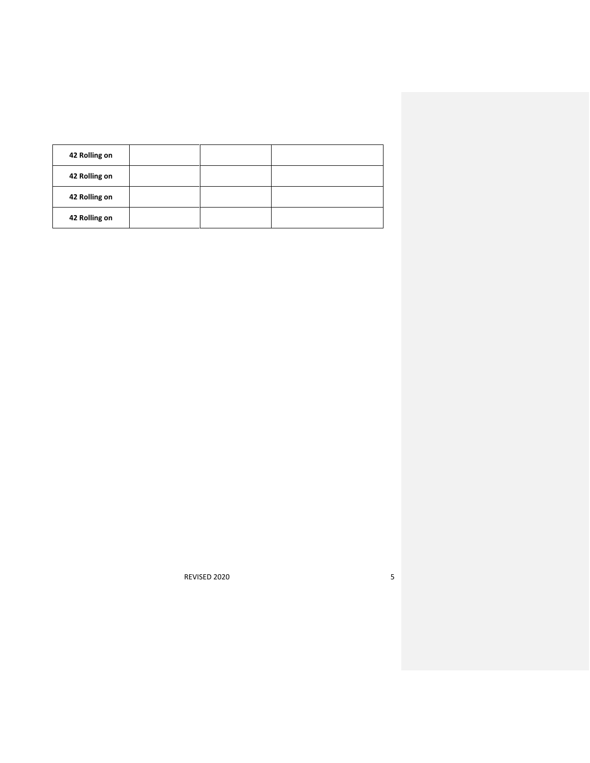| 42 Rolling on | | | |
|---|---|---|---|
| 42 Rolling on | | | |
| 42 Rolling on | | | |
| 42 Rolling on | | | |

REVISED 2020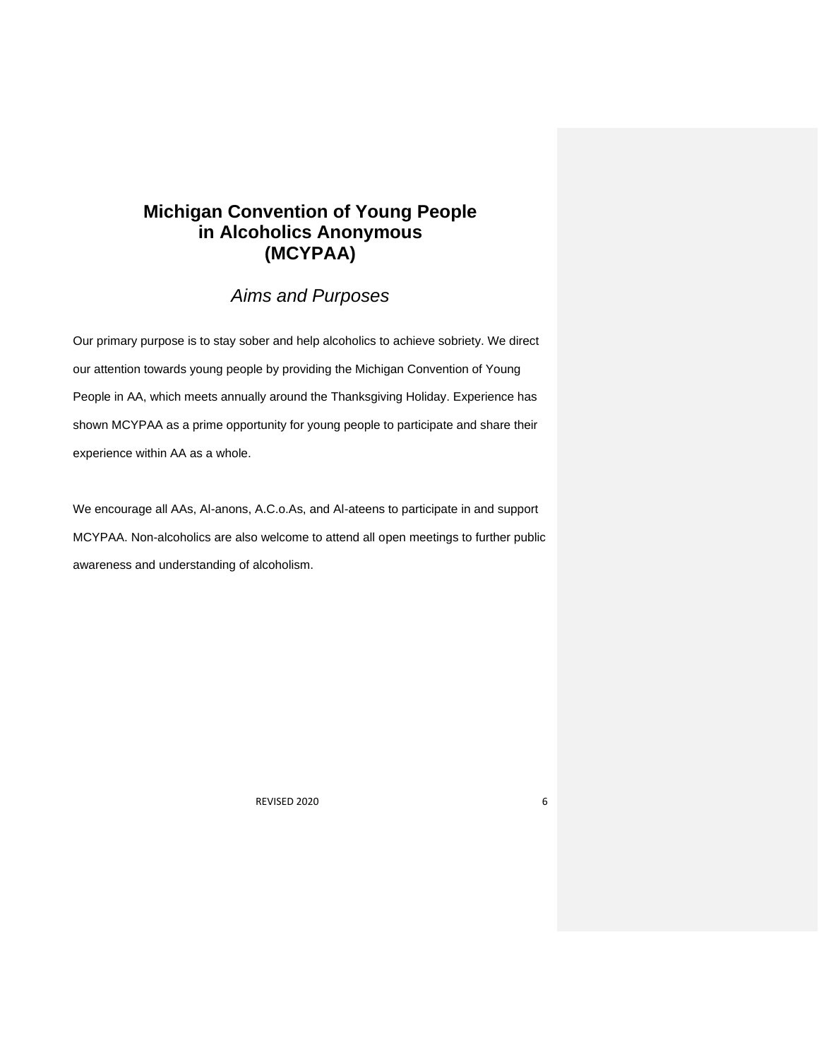# Michigan Convention of Young People in Alcoholics Anonymous (MCYPAA)

## *Aims and Purposes*

Our primary purpose is to stay sober and help alcoholics to achieve sobriety. We direct our attention towards young people by providing the Michigan Convention of Young People in AA, which meets annually around the Thanksgiving Holiday. Experience has shown MCYPAA as a prime opportunity for young people to participate and share their experience within AA as a whole.

We encourage all AAs, Al-anons, A.C.o.As, and Al-ateens to participate in and support MCYPAA. Non-alcoholics are also welcome to attend all open meetings to further public awareness and understanding of alcoholism.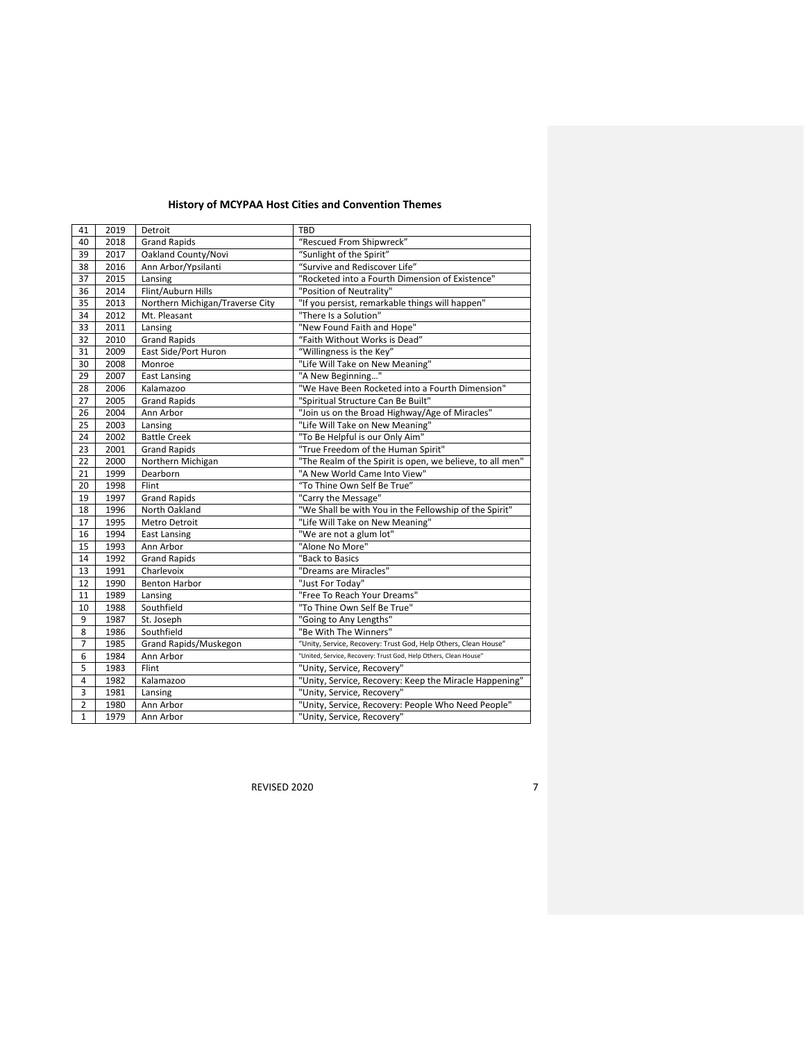## History of MCYPAA Host Cities and Convention Themes

| | | | |
|---|---|---|---|
| 41 | 2019 | Detroit | TBD |
| 40 | 2018 | Grand Rapids | “Rescued From Shipwreck” |
| 39 | 2017 | Oakland County/Novi | “Sunlight of the Spirit” |
| 38 | 2016 | Ann Arbor/Ypsilanti | “Survive and Rediscover Life” |
| 37 | 2015 | Lansing | "Rocketed into a Fourth Dimension of Existence" |
| 36 | 2014 | Flint/Auburn Hills | "Position of Neutrality" |
| 35 | 2013 | Northern Michigan/Traverse City | "If you persist, remarkable things will happen" |
| 34 | 2012 | Mt. Pleasant | "There Is a Solution" |
| 33 | 2011 | Lansing | "New Found Faith and Hope" |
| 32 | 2010 | Grand Rapids | “Faith Without Works is Dead” |
| 31 | 2009 | East Side/Port Huron | “Willingness is the Key” |
| 30 | 2008 | Monroe | "Life Will Take on New Meaning" |
| 29 | 2007 | East Lansing | "A New Beginning…" |
| 28 | 2006 | Kalamazoo | "We Have Been Rocketed into a Fourth Dimension" |
| 27 | 2005 | Grand Rapids | "Spiritual Structure Can Be Built" |
| 26 | 2004 | Ann Arbor | "Join us on the Broad Highway/Age of Miracles" |
| 25 | 2003 | Lansing | "Life Will Take on New Meaning" |
| 24 | 2002 | Battle Creek | "To Be Helpful is our Only Aim" |
| 23 | 2001 | Grand Rapids | "True Freedom of the Human Spirit" |
| 22 | 2000 | Northern Michigan | "The Realm of the Spirit is open, we believe, to all men" |
| 21 | 1999 | Dearborn | "A New World Came Into View" |
| 20 | 1998 | Flint | “To Thine Own Self Be True” |
| 19 | 1997 | Grand Rapids | "Carry the Message" |
| 18 | 1996 | North Oakland | "We Shall be with You in the Fellowship of the Spirit" |
| 17 | 1995 | Metro Detroit | "Life Will Take on New Meaning" |
| 16 | 1994 | East Lansing | "We are not a glum lot" |
| 15 | 1993 | Ann Arbor | "Alone No More" |
| 14 | 1992 | Grand Rapids | "Back to Basics |
| 13 | 1991 | Charlevoix | "Dreams are Miracles" |
| 12 | 1990 | Benton Harbor | "Just For Today" |
| 11 | 1989 | Lansing | "Free To Reach Your Dreams" |
| 10 | 1988 | Southfield | "To Thine Own Self Be True" |
| 9 | 1987 | St. Joseph | "Going to Any Lengths" |
| 8 | 1986 | Southfield | "Be With The Winners" |
| 7 | 1985 | Grand Rapids/Muskegon | “Unity, Service, Recovery: Trust God, Help Others, Clean House” |
| 6 | 1984 | Ann Arbor | "United, Service, Recovery: Trust God, Help Others, Clean House" |
| 5 | 1983 | Flint | "Unity, Service, Recovery" |
| 4 | 1982 | Kalamazoo | "Unity, Service, Recovery: Keep the Miracle Happening" |
| 3 | 1981 | Lansing | "Unity, Service, Recovery" |
| 2 | 1980 | Ann Arbor | "Unity, Service, Recovery: People Who Need People" |
| 1 | 1979 | Ann Arbor | "Unity, Service, Recovery" |

REVISED 2020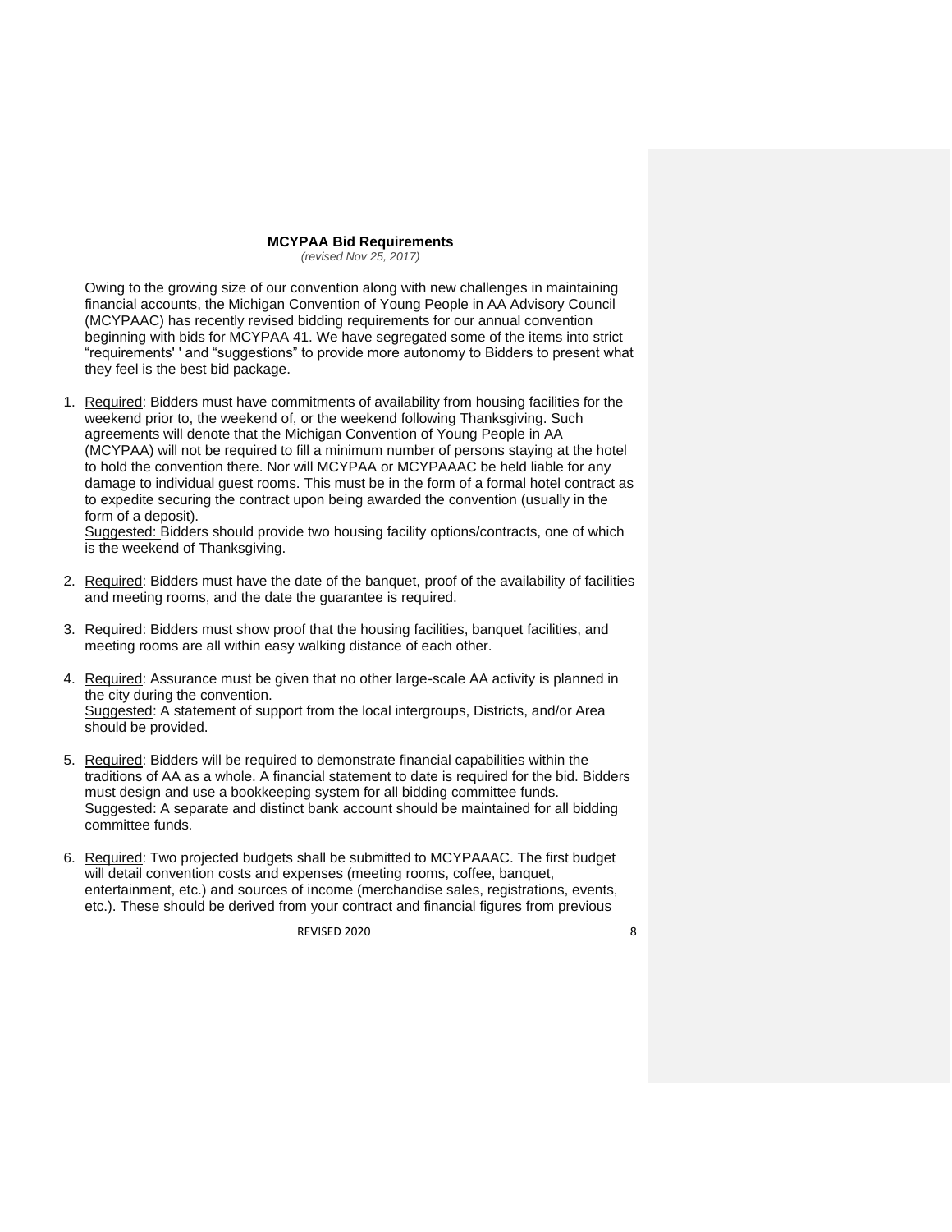**MCYPAA Bid Requirements**

*(revised Nov 25, 2017)*

Owing to the growing size of our convention along with new challenges in maintaining financial accounts, the Michigan Convention of Young People in AA Advisory Council (MCYPAAC) has recently revised bidding requirements for our annual convention beginning with bids for MCYPAA 41. We have segregated some of the items into strict "requirements' ' and "suggestions" to provide more autonomy to Bidders to present what they feel is the best bid package.

1. Required: Bidders must have commitments of availability from housing facilities for the weekend prior to, the weekend of, or the weekend following Thanksgiving. Such agreements will denote that the Michigan Convention of Young People in AA (MCYPAA) will not be required to fill a minimum number of persons staying at the hotel to hold the convention there. Nor will MCYPAA or MCYPAAAC be held liable for any damage to individual guest rooms. This must be in the form of a formal hotel contract as to expedite securing the contract upon being awarded the convention (usually in the form of a deposit).
   Suggested: Bidders should provide two housing facility options/contracts, one of which is the weekend of Thanksgiving.

2. Required: Bidders must have the date of the banquet, proof of the availability of facilities and meeting rooms, and the date the guarantee is required.

3. Required: Bidders must show proof that the housing facilities, banquet facilities, and meeting rooms are all within easy walking distance of each other.

4. Required: Assurance must be given that no other large-scale AA activity is planned in the city during the convention.
   Suggested: A statement of support from the local intergroups, Districts, and/or Area should be provided.

5. Required: Bidders will be required to demonstrate financial capabilities within the traditions of AA as a whole. A financial statement to date is required for the bid. Bidders must design and use a bookkeeping system for all bidding committee funds.
   Suggested: A separate and distinct bank account should be maintained for all bidding committee funds.

6. Required: Two projected budgets shall be submitted to MCYPAAAC. The first budget will detail convention costs and expenses (meeting rooms, coffee, banquet, entertainment, etc.) and sources of income (merchandise sales, registrations, events, etc.). These should be derived from your contract and financial figures from previous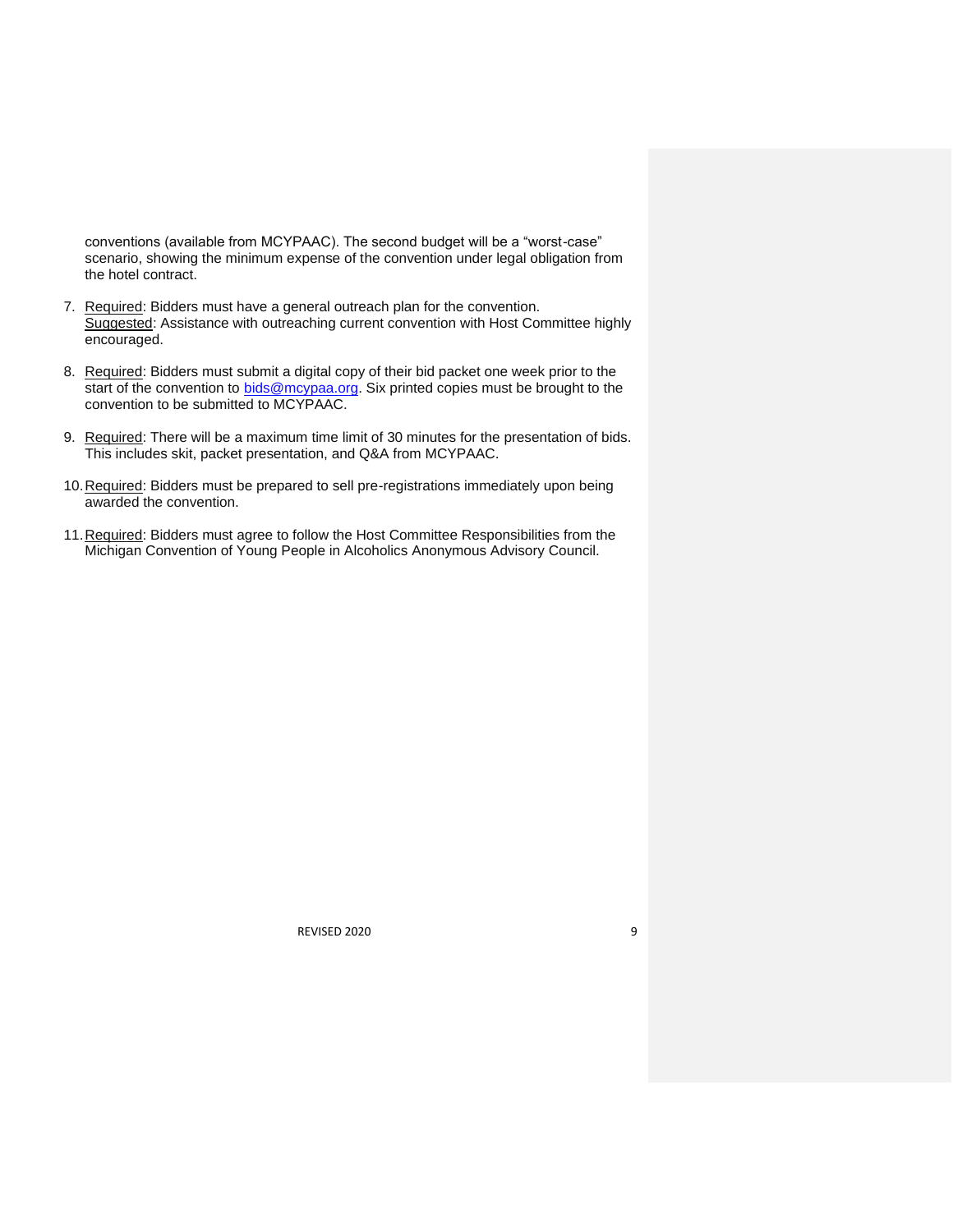conventions (available from MCYPAAC). The second budget will be a "worst-case" scenario, showing the minimum expense of the convention under legal obligation from the hotel contract.

7. <u>Required</u>: Bidders must have a general outreach plan for the convention.
   <u>Suggested</u>: Assistance with outreaching current convention with Host Committee highly encouraged.

8. <u>Required</u>: Bidders must submit a digital copy of their bid packet one week prior to the start of the convention to [bids@mcypaa.org](mailto:bids@mcypaa.org). Six printed copies must be brought to the convention to be submitted to MCYPAAC.

9. <u>Required</u>: There will be a maximum time limit of 30 minutes for the presentation of bids. This includes skit, packet presentation, and Q&A from MCYPAAC.

10. <u>Required</u>: Bidders must be prepared to sell pre-registrations immediately upon being awarded the convention.

11. <u>Required</u>: Bidders must agree to follow the Host Committee Responsibilities from the Michigan Convention of Young People in Alcoholics Anonymous Advisory Council.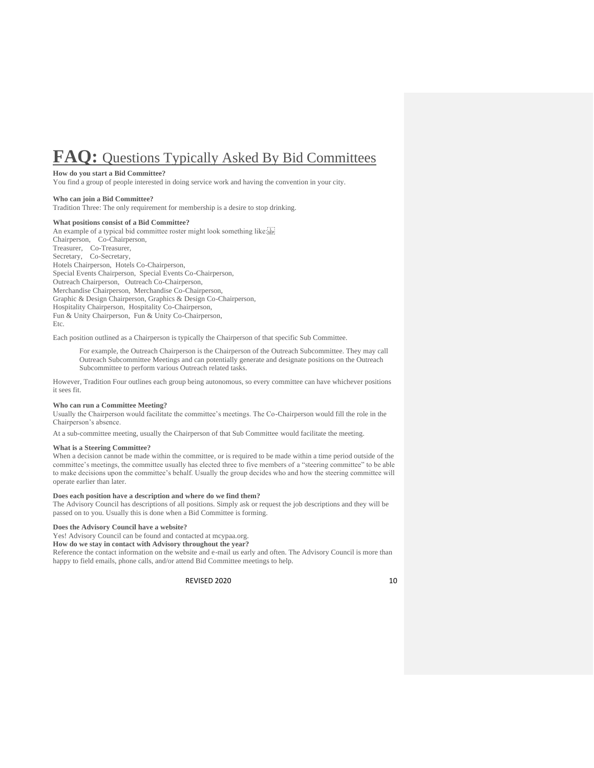# **FAQ:** Questions Typically Asked By Bid Committees

**How do you start a Bid Committee?**
You find a group of people interested in doing service work and having the convention in your city.

**Who can join a Bid Committee?**
Tradition Three: The only requirement for membership is a desire to stop drinking.

**What positions consist of a Bid Committee?**
An example of a typical bid committee roster might look something like:
Chairperson, Co-Chairperson,
Treasurer, Co-Treasurer,
Secretary, Co-Secretary,
Hotels Chairperson, Hotels Co-Chairperson,
Special Events Chairperson, Special Events Co-Chairperson,
Outreach Chairperson, Outreach Co-Chairperson,
Merchandise Chairperson, Merchandise Co-Chairperson,
Graphic & Design Chairperson, Graphics & Design Co-Chairperson,
Hospitality Chairperson, Hospitality Co-Chairperson,
Fun & Unity Chairperson, Fun & Unity Co-Chairperson,
Etc.

Each position outlined as a Chairperson is typically the Chairperson of that specific Sub Committee.

> For example, the Outreach Chairperson is the Chairperson of the Outreach Subcommittee. They may call Outreach Subcommittee Meetings and can potentially generate and designate positions on the Outreach Subcommittee to perform various Outreach related tasks.

However, Tradition Four outlines each group being autonomous, so every committee can have whichever positions it sees fit.

**Who can run a Committee Meeting?**
Usually the Chairperson would facilitate the committee's meetings. The Co-Chairperson would fill the role in the Chairperson's absence.

At a sub-committee meeting, usually the Chairperson of that Sub Committee would facilitate the meeting.

**What is a Steering Committee?**
When a decision cannot be made within the committee, or is required to be made within a time period outside of the committee's meetings, the committee usually has elected three to five members of a "steering committee" to be able to make decisions upon the committee's behalf. Usually the group decides who and how the steering committee will operate earlier than later.

**Does each position have a description and where do we find them?**
The Advisory Council has descriptions of all positions. Simply ask or request the job descriptions and they will be passed on to you. Usually this is done when a Bid Committee is forming.

**Does the Advisory Council have a website?**
Yes! Advisory Council can be found and contacted at mcypaa.org.

**How do we stay in contact with Advisory throughout the year?**
Reference the contact information on the website and e-mail us early and often. The Advisory Council is more than happy to field emails, phone calls, and/or attend Bid Committee meetings to help.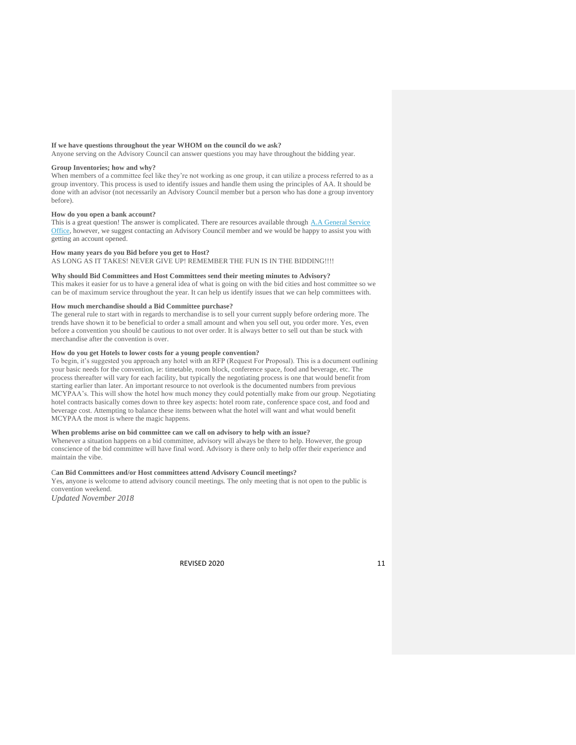**If we have questions throughout the year WHOM on the council do we ask?**
Anyone serving on the Advisory Council can answer questions you may have throughout the bidding year.

**Group Inventories; how and why?**
When members of a committee feel like they're not working as one group, it can utilize a process referred to as a group inventory. This process is used to identify issues and handle them using the principles of AA. It should be done with an advisor (not necessarily an Advisory Council member but a person who has done a group inventory before).

**How do you open a bank account?**
This is a great question! The answer is complicated. There are resources available through A.A General Service Office, however, we suggest contacting an Advisory Council member and we would be happy to assist you with getting an account opened.

**How many years do you Bid before you get to Host?**
AS LONG AS IT TAKES! NEVER GIVE UP! REMEMBER THE FUN IS IN THE BIDDING!!!!

**Why should Bid Committees and Host Committees send their meeting minutes to Advisory?**
This makes it easier for us to have a general idea of what is going on with the bid cities and host committee so we can be of maximum service throughout the year. It can help us identify issues that we can help committees with.

**How much merchandise should a Bid Committee purchase?**
The general rule to start with in regards to merchandise is to sell your current supply before ordering more. The trends have shown it to be beneficial to order a small amount and when you sell out, you order more. Yes, even before a convention you should be cautious to not over order. It is always better to sell out than be stuck with merchandise after the convention is over.

**How do you get Hotels to lower costs for a young people convention?**
To begin, it's suggested you approach any hotel with an RFP (Request For Proposal). This is a document outlining your basic needs for the convention, ie: timetable, room block, conference space, food and beverage, etc. The process thereafter will vary for each facility, but typically the negotiating process is one that would benefit from starting earlier than later. An important resource to not overlook is the documented numbers from previous MCYPAA's. This will show the hotel how much money they could potentially make from our group. Negotiating hotel contracts basically comes down to three key aspects: hotel room rate, conference space cost, and food and beverage cost. Attempting to balance these items between what the hotel will want and what would benefit MCYPAA the most is where the magic happens.

**When problems arise on bid committee can we call on advisory to help with an issue?**
Whenever a situation happens on a bid committee, advisory will always be there to help. However, the group conscience of the bid committee will have final word. Advisory is there only to help offer their experience and maintain the vibe.

**Can Bid Committees and/or Host committees attend Advisory Council meetings?**
Yes, anyone is welcome to attend advisory council meetings. The only meeting that is not open to the public is convention weekend.

*Updated November 2018*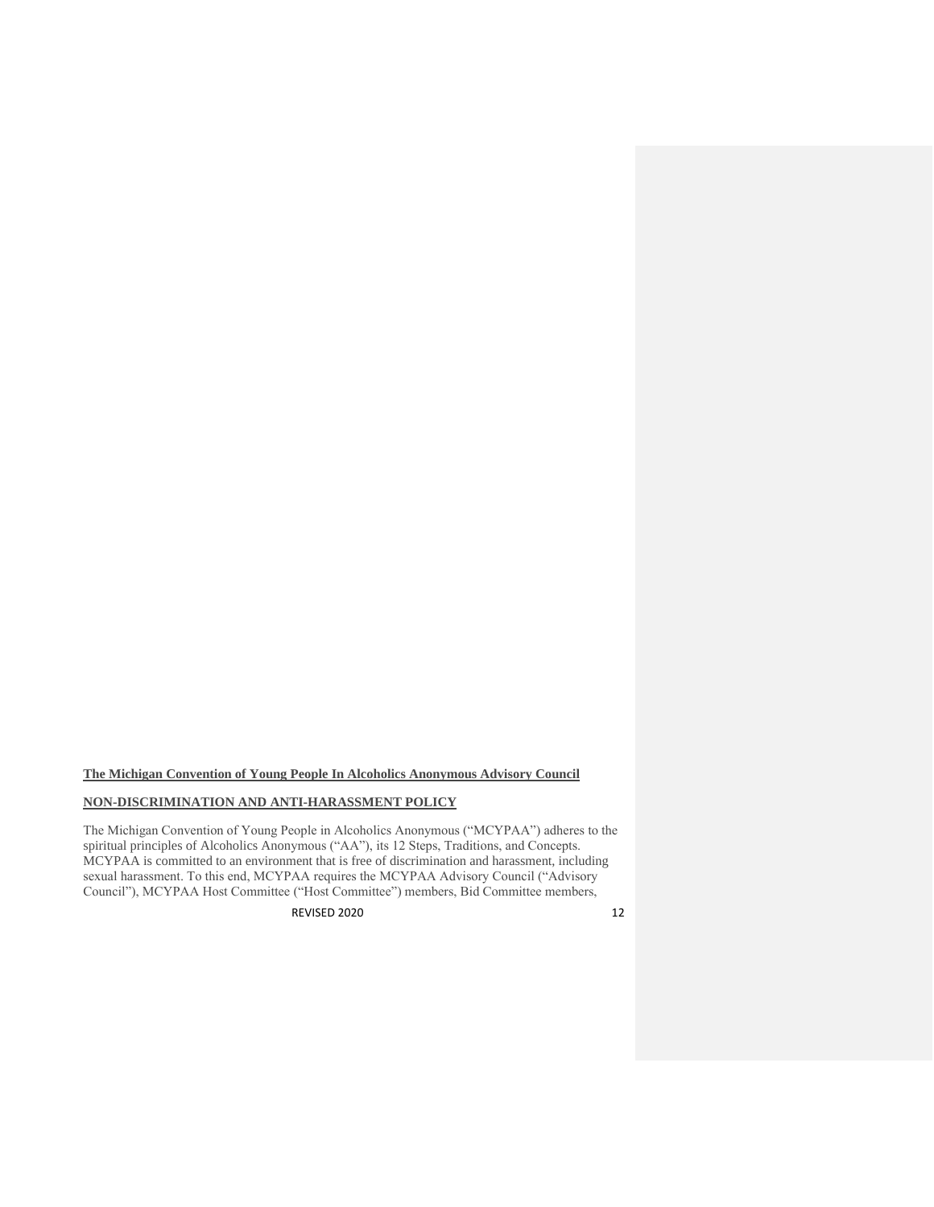**The Michigan Convention of Young People In Alcoholics Anonymous Advisory Council**

**NON-DISCRIMINATION AND ANTI-HARASSMENT POLICY**

The Michigan Convention of Young People in Alcoholics Anonymous ("MCYPAA") adheres to the spiritual principles of Alcoholics Anonymous ("AA"), its 12 Steps, Traditions, and Concepts. MCYPAA is committed to an environment that is free of discrimination and harassment, including sexual harassment. To this end, MCYPAA requires the MCYPAA Advisory Council ("Advisory Council"), MCYPAA Host Committee ("Host Committee") members, Bid Committee members,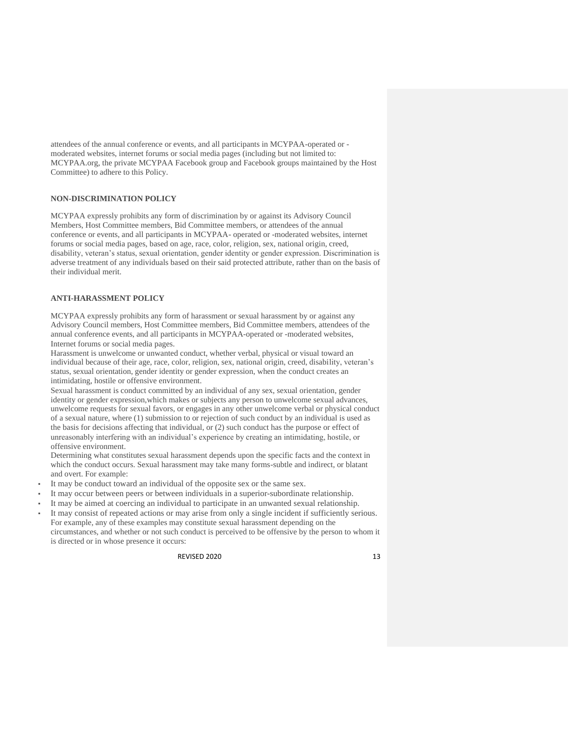attendees of the annual conference or events, and all participants in MCYPAA-operated or -moderated websites, internet forums or social media pages (including but not limited to: MCYPAA.org, the private MCYPAA Facebook group and Facebook groups maintained by the Host Committee) to adhere to this Policy.

**NON-DISCRIMINATION POLICY**

MCYPAA expressly prohibits any form of discrimination by or against its Advisory Council Members, Host Committee members, Bid Committee members, or attendees of the annual conference or events, and all participants in MCYPAA- operated or -moderated websites, internet forums or social media pages, based on age, race, color, religion, sex, national origin, creed, disability, veteran's status, sexual orientation, gender identity or gender expression. Discrimination is adverse treatment of any individuals based on their said protected attribute, rather than on the basis of their individual merit.

**ANTI-HARASSMENT POLICY**

MCYPAA expressly prohibits any form of harassment or sexual harassment by or against any Advisory Council members, Host Committee members, Bid Committee members, attendees of the annual conference events, and all participants in MCYPAA-operated or -moderated websites, Internet forums or social media pages.

Harassment is unwelcome or unwanted conduct, whether verbal, physical or visual toward an individual because of their age, race, color, religion, sex, national origin, creed, disability, veteran's status, sexual orientation, gender identity or gender expression, when the conduct creates an intimidating, hostile or offensive environment.

Sexual harassment is conduct committed by an individual of any sex, sexual orientation, gender identity or gender expression,which makes or subjects any person to unwelcome sexual advances, unwelcome requests for sexual favors, or engages in any other unwelcome verbal or physical conduct of a sexual nature, where (1) submission to or rejection of such conduct by an individual is used as the basis for decisions affecting that individual, or (2) such conduct has the purpose or effect of unreasonably interfering with an individual's experience by creating an intimidating, hostile, or offensive environment.

Determining what constitutes sexual harassment depends upon the specific facts and the context in which the conduct occurs. Sexual harassment may take many forms-subtle and indirect, or blatant and overt. For example:

- It may be conduct toward an individual of the opposite sex or the same sex.
- It may occur between peers or between individuals in a superior-subordinate relationship.
- It may be aimed at coercing an individual to participate in an unwanted sexual relationship.
- It may consist of repeated actions or may arise from only a single incident if sufficiently serious. For example, any of these examples may constitute sexual harassment depending on the circumstances, and whether or not such conduct is perceived to be offensive by the person to whom it is directed or in whose presence it occurs: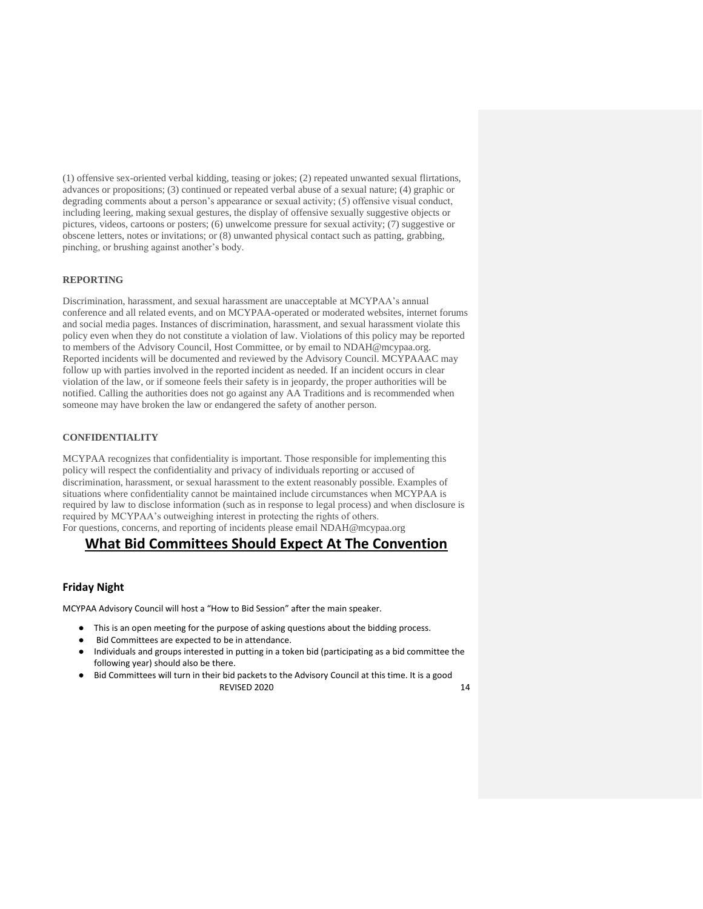(1) offensive sex-oriented verbal kidding, teasing or jokes; (2) repeated unwanted sexual flirtations, advances or propositions; (3) continued or repeated verbal abuse of a sexual nature; (4) graphic or degrading comments about a person's appearance or sexual activity; (5) offensive visual conduct, including leering, making sexual gestures, the display of offensive sexually suggestive objects or pictures, videos, cartoons or posters; (6) unwelcome pressure for sexual activity; (7) suggestive or obscene letters, notes or invitations; or (8) unwanted physical contact such as patting, grabbing, pinching, or brushing against another's body.

**REPORTING**

Discrimination, harassment, and sexual harassment are unacceptable at MCYPAA's annual conference and all related events, and on MCYPAA-operated or moderated websites, internet forums and social media pages. Instances of discrimination, harassment, and sexual harassment violate this policy even when they do not constitute a violation of law. Violations of this policy may be reported to members of the Advisory Council, Host Committee, or by email to NDAH@mcypaa.org. Reported incidents will be documented and reviewed by the Advisory Council. MCYPAAAC may follow up with parties involved in the reported incident as needed. If an incident occurs in clear violation of the law, or if someone feels their safety is in jeopardy, the proper authorities will be notified. Calling the authorities does not go against any AA Traditions and is recommended when someone may have broken the law or endangered the safety of another person.

**CONFIDENTIALITY**

MCYPAA recognizes that confidentiality is important. Those responsible for implementing this policy will respect the confidentiality and privacy of individuals reporting or accused of discrimination, harassment, or sexual harassment to the extent reasonably possible. Examples of situations where confidentiality cannot be maintained include circumstances when MCYPAA is required by law to disclose information (such as in response to legal process) and when disclosure is required by MCYPAA's outweighing interest in protecting the rights of others.
For questions, concerns, and reporting of incidents please email NDAH@mcypaa.org

# What Bid Committees Should Expect At The Convention

### Friday Night

MCYPAA Advisory Council will host a "How to Bid Session" after the main speaker.

- This is an open meeting for the purpose of asking questions about the bidding process.
- Bid Committees are expected to be in attendance.
- Individuals and groups interested in putting in a token bid (participating as a bid committee the following year) should also be there.
- Bid Committees will turn in their bid packets to the Advisory Council at this time. It is a good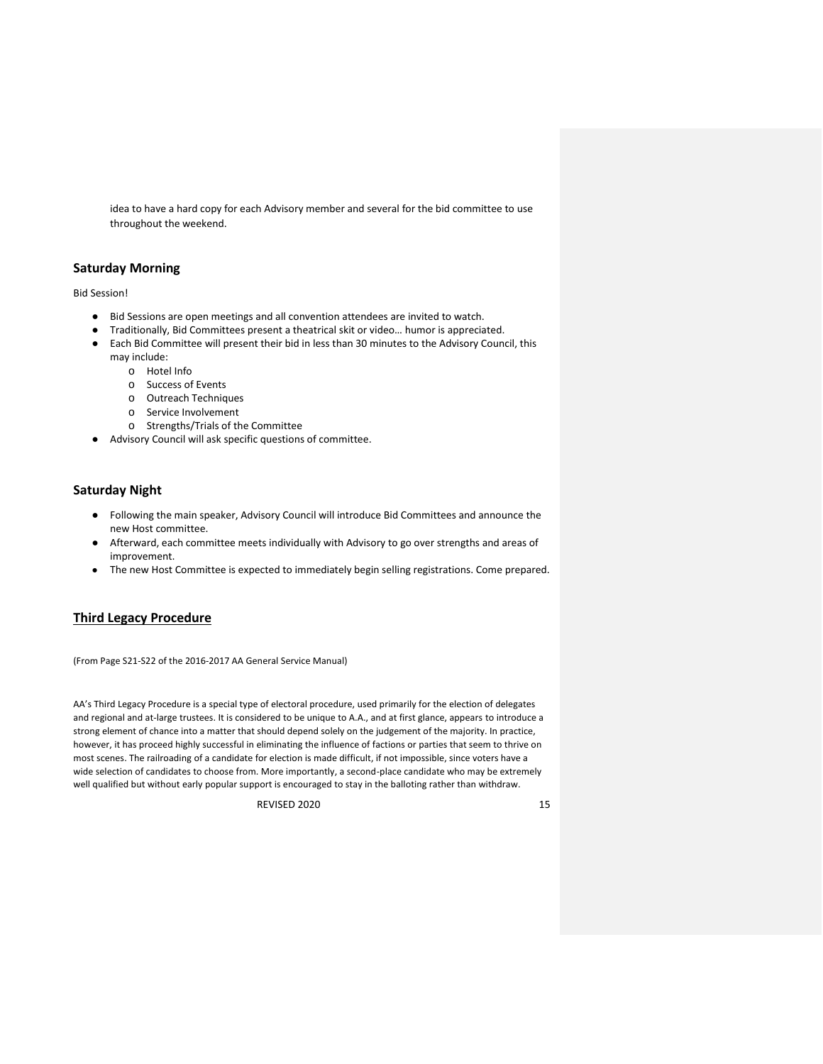idea to have a hard copy for each Advisory member and several for the bid committee to use throughout the weekend.

## Saturday Morning

Bid Session!

- Bid Sessions are open meetings and all convention attendees are invited to watch.
- Traditionally, Bid Committees present a theatrical skit or video… humor is appreciated.
- Each Bid Committee will present their bid in less than 30 minutes to the Advisory Council, this may include:
  - Hotel Info
  - Success of Events
  - Outreach Techniques
  - Service Involvement
  - Strengths/Trials of the Committee
- Advisory Council will ask specific questions of committee.

## Saturday Night

- Following the main speaker, Advisory Council will introduce Bid Committees and announce the new Host committee.
- Afterward, each committee meets individually with Advisory to go over strengths and areas of improvement.
- The new Host Committee is expected to immediately begin selling registrations. Come prepared.

## Third Legacy Procedure

(From Page S21-S22 of the 2016-2017 AA General Service Manual)

AA's Third Legacy Procedure is a special type of electoral procedure, used primarily for the election of delegates and regional and at-large trustees. It is considered to be unique to A.A., and at first glance, appears to introduce a strong element of chance into a matter that should depend solely on the judgement of the majority. In practice, however, it has proceed highly successful in eliminating the influence of factions or parties that seem to thrive on most scenes. The railroading of a candidate for election is made difficult, if not impossible, since voters have a wide selection of candidates to choose from. More importantly, a second-place candidate who may be extremely well qualified but without early popular support is encouraged to stay in the balloting rather than withdraw.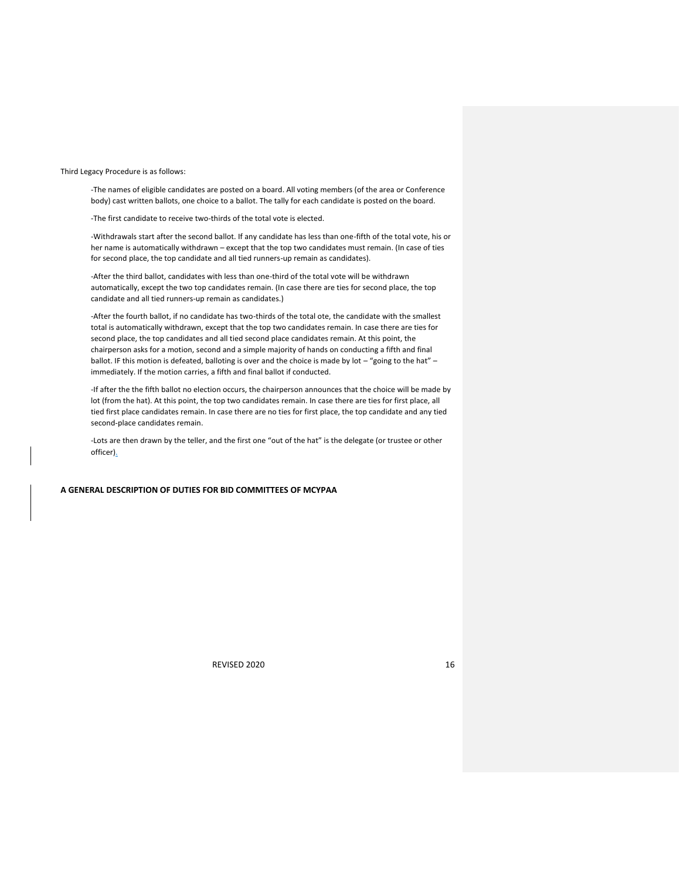Third Legacy Procedure is as follows:

-The names of eligible candidates are posted on a board. All voting members (of the area or Conference body) cast written ballots, one choice to a ballot. The tally for each candidate is posted on the board.

-The first candidate to receive two-thirds of the total vote is elected.

-Withdrawals start after the second ballot. If any candidate has less than one-fifth of the total vote, his or her name is automatically withdrawn – except that the top two candidates must remain. (In case of ties for second place, the top candidate and all tied runners-up remain as candidates).

-After the third ballot, candidates with less than one-third of the total vote will be withdrawn automatically, except the two top candidates remain. (In case there are ties for second place, the top candidate and all tied runners-up remain as candidates.)

-After the fourth ballot, if no candidate has two-thirds of the total ote, the candidate with the smallest total is automatically withdrawn, except that the top two candidates remain. In case there are ties for second place, the top candidates and all tied second place candidates remain. At this point, the chairperson asks for a motion, second and a simple majority of hands on conducting a fifth and final ballot. IF this motion is defeated, balloting is over and the choice is made by lot – "going to the hat" – immediately. If the motion carries, a fifth and final ballot if conducted.

-If after the the fifth ballot no election occurs, the chairperson announces that the choice will be made by lot (from the hat). At this point, the top two candidates remain. In case there are ties for first place, all tied first place candidates remain. In case there are no ties for first place, the top candidate and any tied second-place candidates remain.

-Lots are then drawn by the teller, and the first one "out of the hat" is the delegate (or trustee or other officer).

**A GENERAL DESCRIPTION OF DUTIES FOR BID COMMITTEES OF MCYPAA**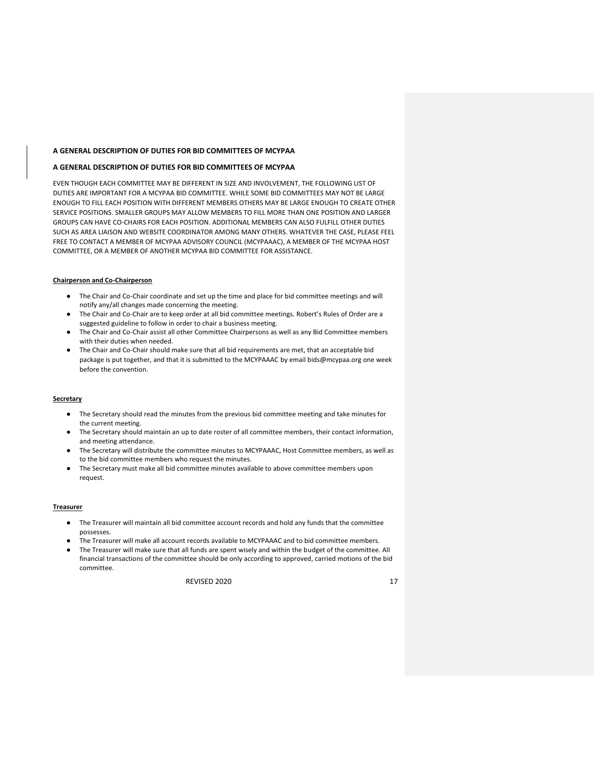**A GENERAL DESCRIPTION OF DUTIES FOR BID COMMITTEES OF MCYPAA**

**A GENERAL DESCRIPTION OF DUTIES FOR BID COMMITTEES OF MCYPAA**

EVEN THOUGH EACH COMMITTEE MAY BE DIFFERENT IN SIZE AND INVOLVEMENT, THE FOLLOWING LIST OF DUTIES ARE IMPORTANT FOR A MCYPAA BID COMMITTEE. WHILE SOME BID COMMITTEES MAY NOT BE LARGE ENOUGH TO FILL EACH POSITION WITH DIFFERENT MEMBERS OTHERS MAY BE LARGE ENOUGH TO CREATE OTHER SERVICE POSITIONS. SMALLER GROUPS MAY ALLOW MEMBERS TO FILL MORE THAN ONE POSITION AND LARGER GROUPS CAN HAVE CO-CHAIRS FOR EACH POSITION. ADDITIONAL MEMBERS CAN ALSO FULFILL OTHER DUTIES SUCH AS AREA LIAISON AND WEBSITE COORDINATOR AMONG MANY OTHERS. WHATEVER THE CASE, PLEASE FEEL FREE TO CONTACT A MEMBER OF MCYPAA ADVISORY COUNCIL (MCYPAAAC), A MEMBER OF THE MCYPAA HOST COMMITTEE, OR A MEMBER OF ANOTHER MCYPAA BID COMMITTEE FOR ASSISTANCE.

**Chairperson and Co-Chairperson**

- The Chair and Co-Chair coordinate and set up the time and place for bid committee meetings and will notify any/all changes made concerning the meeting.
- The Chair and Co-Chair are to keep order at all bid committee meetings. Robert's Rules of Order are a suggested guideline to follow in order to chair a business meeting.
- The Chair and Co-Chair assist all other Committee Chairpersons as well as any Bid Committee members with their duties when needed.
- The Chair and Co-Chair should make sure that all bid requirements are met, that an acceptable bid package is put together, and that it is submitted to the MCYPAAAC by email bids@mcypaa.org one week before the convention.

**Secretary**

- The Secretary should read the minutes from the previous bid committee meeting and take minutes for the current meeting.
- The Secretary should maintain an up to date roster of all committee members, their contact information, and meeting attendance.
- The Secretary will distribute the committee minutes to MCYPAAAC, Host Committee members, as well as to the bid committee members who request the minutes.
- The Secretary must make all bid committee minutes available to above committee members upon request.

**Treasurer**

- The Treasurer will maintain all bid committee account records and hold any funds that the committee possesses.
- The Treasurer will make all account records available to MCYPAAAC and to bid committee members.
- The Treasurer will make sure that all funds are spent wisely and within the budget of the committee. All financial transactions of the committee should be only according to approved, carried motions of the bid committee.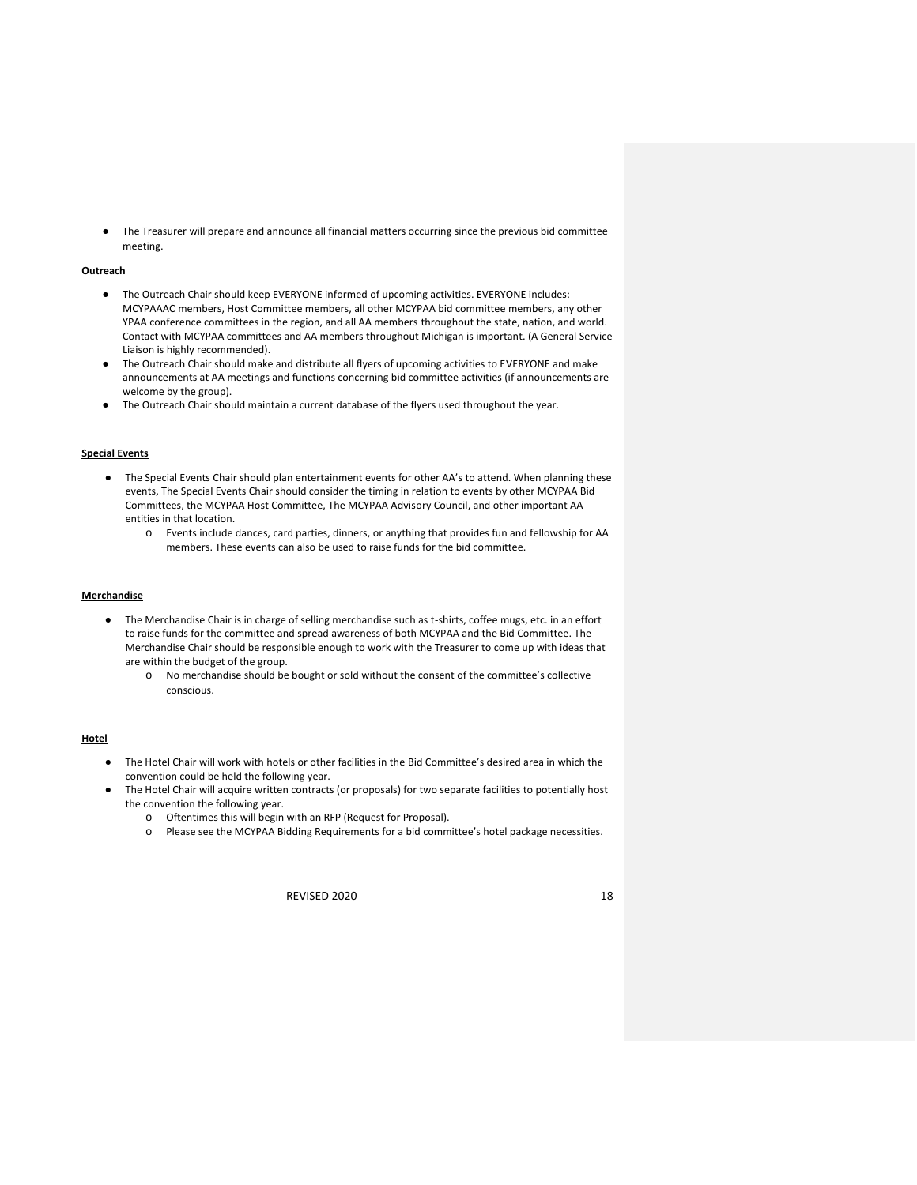- The Treasurer will prepare and announce all financial matters occurring since the previous bid committee meeting.

**Outreach**

- The Outreach Chair should keep EVERYONE informed of upcoming activities. EVERYONE includes: MCYPAAAC members, Host Committee members, all other MCYPAA bid committee members, any other YPAA conference committees in the region, and all AA members throughout the state, nation, and world. Contact with MCYPAA committees and AA members throughout Michigan is important. (A General Service Liaison is highly recommended).
- The Outreach Chair should make and distribute all flyers of upcoming activities to EVERYONE and make announcements at AA meetings and functions concerning bid committee activities (if announcements are welcome by the group).
- The Outreach Chair should maintain a current database of the flyers used throughout the year.

**Special Events**

- The Special Events Chair should plan entertainment events for other AA's to attend. When planning these events, The Special Events Chair should consider the timing in relation to events by other MCYPAA Bid Committees, the MCYPAA Host Committee, The MCYPAA Advisory Council, and other important AA entities in that location.
    - Events include dances, card parties, dinners, or anything that provides fun and fellowship for AA members. These events can also be used to raise funds for the bid committee.

**Merchandise**

- The Merchandise Chair is in charge of selling merchandise such as t-shirts, coffee mugs, etc. in an effort to raise funds for the committee and spread awareness of both MCYPAA and the Bid Committee. The Merchandise Chair should be responsible enough to work with the Treasurer to come up with ideas that are within the budget of the group.
    - No merchandise should be bought or sold without the consent of the committee's collective conscious.

**Hotel**

- The Hotel Chair will work with hotels or other facilities in the Bid Committee's desired area in which the convention could be held the following year.
- The Hotel Chair will acquire written contracts (or proposals) for two separate facilities to potentially host the convention the following year.
    - Oftentimes this will begin with an RFP (Request for Proposal).
    - Please see the MCYPAA Bidding Requirements for a bid committee's hotel package necessities.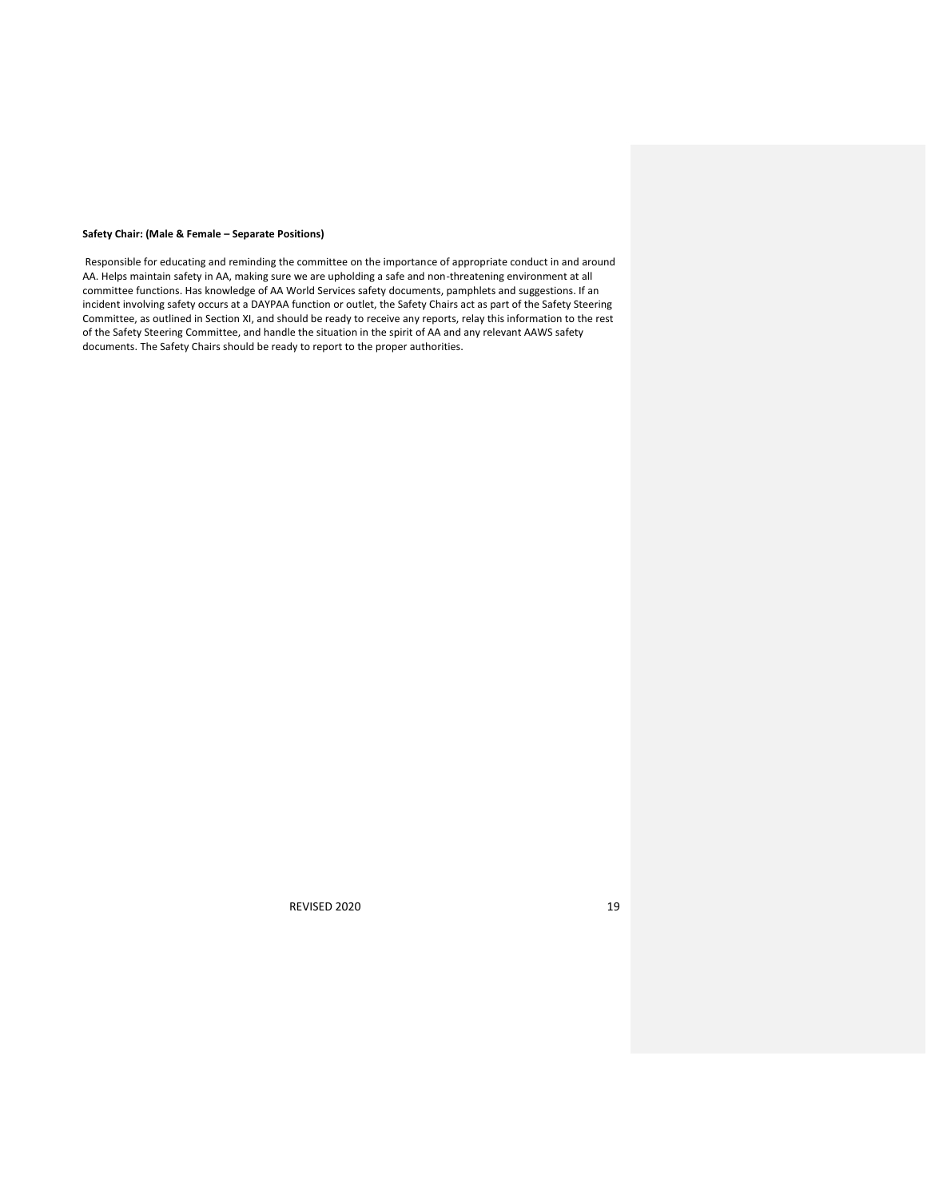**Safety Chair: (Male & Female – Separate Positions)**

Responsible for educating and reminding the committee on the importance of appropriate conduct in and around AA. Helps maintain safety in AA, making sure we are upholding a safe and non-threatening environment at all committee functions. Has knowledge of AA World Services safety documents, pamphlets and suggestions. If an incident involving safety occurs at a DAYPAA function or outlet, the Safety Chairs act as part of the Safety Steering Committee, as outlined in Section XI, and should be ready to receive any reports, relay this information to the rest of the Safety Steering Committee, and handle the situation in the spirit of AA and any relevant AAWS safety documents. The Safety Chairs should be ready to report to the proper authorities.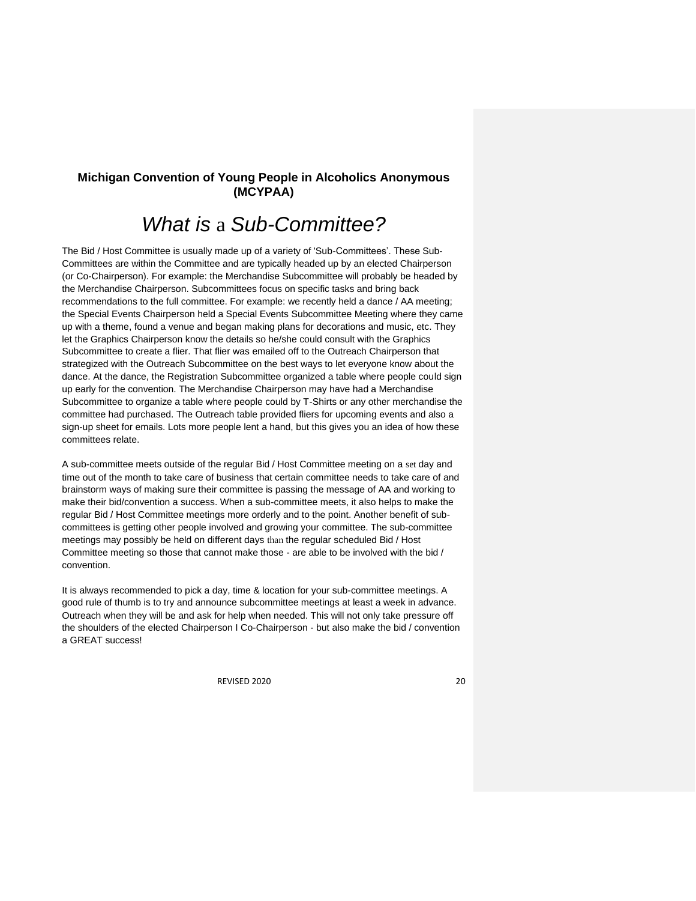**Michigan Convention of Young People in Alcoholics Anonymous (MCYPAA)**

# *What is* a *Sub-Committee?*

The Bid / Host Committee is usually made up of a variety of 'Sub-Committees'. These Sub-Committees are within the Committee and are typically headed up by an elected Chairperson (or Co-Chairperson). For example: the Merchandise Subcommittee will probably be headed by the Merchandise Chairperson. Subcommittees focus on specific tasks and bring back recommendations to the full committee. For example: we recently held a dance / AA meeting; the Special Events Chairperson held a Special Events Subcommittee Meeting where they came up with a theme, found a venue and began making plans for decorations and music, etc. They let the Graphics Chairperson know the details so he/she could consult with the Graphics Subcommittee to create a flier. That flier was emailed off to the Outreach Chairperson that strategized with the Outreach Subcommittee on the best ways to let everyone know about the dance. At the dance, the Registration Subcommittee organized a table where people could sign up early for the convention. The Merchandise Chairperson may have had a Merchandise Subcommittee to organize a table where people could by T-Shirts or any other merchandise the committee had purchased. The Outreach table provided fliers for upcoming events and also a sign-up sheet for emails. Lots more people lent a hand, but this gives you an idea of how these committees relate.

A sub-committee meets outside of the regular Bid / Host Committee meeting on a set day and time out of the month to take care of business that certain committee needs to take care of and brainstorm ways of making sure their committee is passing the message of AA and working to make their bid/convention a success. When a sub-committee meets, it also helps to make the regular Bid / Host Committee meetings more orderly and to the point. Another benefit of sub-committees is getting other people involved and growing your committee. The sub-committee meetings may possibly be held on different days than the regular scheduled Bid / Host Committee meeting so those that cannot make those - are able to be involved with the bid / convention.

It is always recommended to pick a day, time & location for your sub-committee meetings. A good rule of thumb is to try and announce subcommittee meetings at least a week in advance. Outreach when they will be and ask for help when needed. This will not only take pressure off the shoulders of the elected Chairperson I Co-Chairperson - but also make the bid / convention a GREAT success!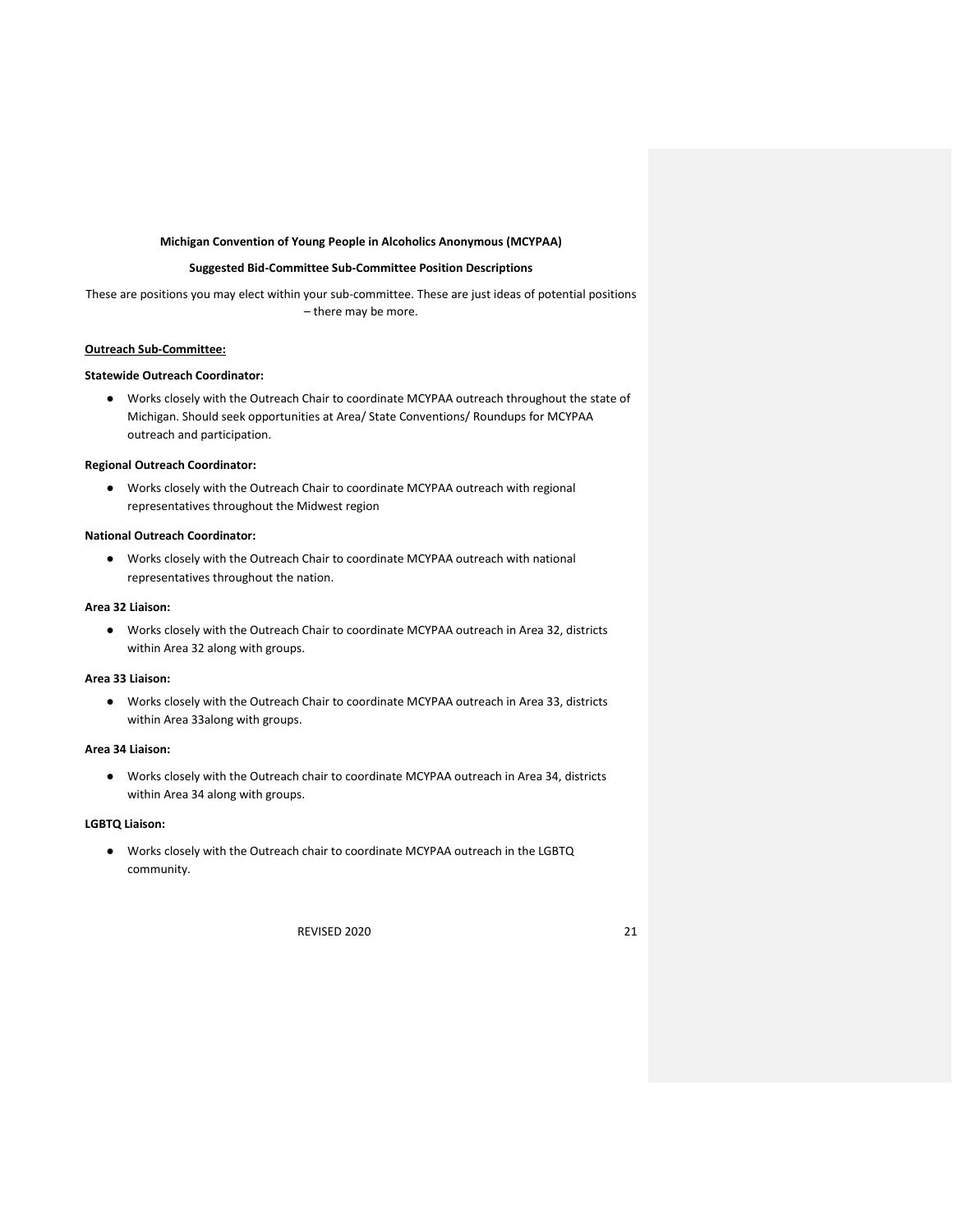**Michigan Convention of Young People in Alcoholics Anonymous (MCYPAA)**

**Suggested Bid-Committee Sub-Committee Position Descriptions**

These are positions you may elect within your sub-committee. These are just ideas of potential positions – there may be more.

**Outreach Sub-Committee:**

**Statewide Outreach Coordinator:**

- Works closely with the Outreach Chair to coordinate MCYPAA outreach throughout the state of Michigan. Should seek opportunities at Area/ State Conventions/ Roundups for MCYPAA outreach and participation.

**Regional Outreach Coordinator:**

- Works closely with the Outreach Chair to coordinate MCYPAA outreach with regional representatives throughout the Midwest region

**National Outreach Coordinator:**

- Works closely with the Outreach Chair to coordinate MCYPAA outreach with national representatives throughout the nation.

**Area 32 Liaison:**

- Works closely with the Outreach Chair to coordinate MCYPAA outreach in Area 32, districts within Area 32 along with groups.

**Area 33 Liaison:**

- Works closely with the Outreach Chair to coordinate MCYPAA outreach in Area 33, districts within Area 33along with groups.

**Area 34 Liaison:**

- Works closely with the Outreach chair to coordinate MCYPAA outreach in Area 34, districts within Area 34 along with groups.

**LGBTQ Liaison:**

- Works closely with the Outreach chair to coordinate MCYPAA outreach in the LGBTQ community.

REVISED 2020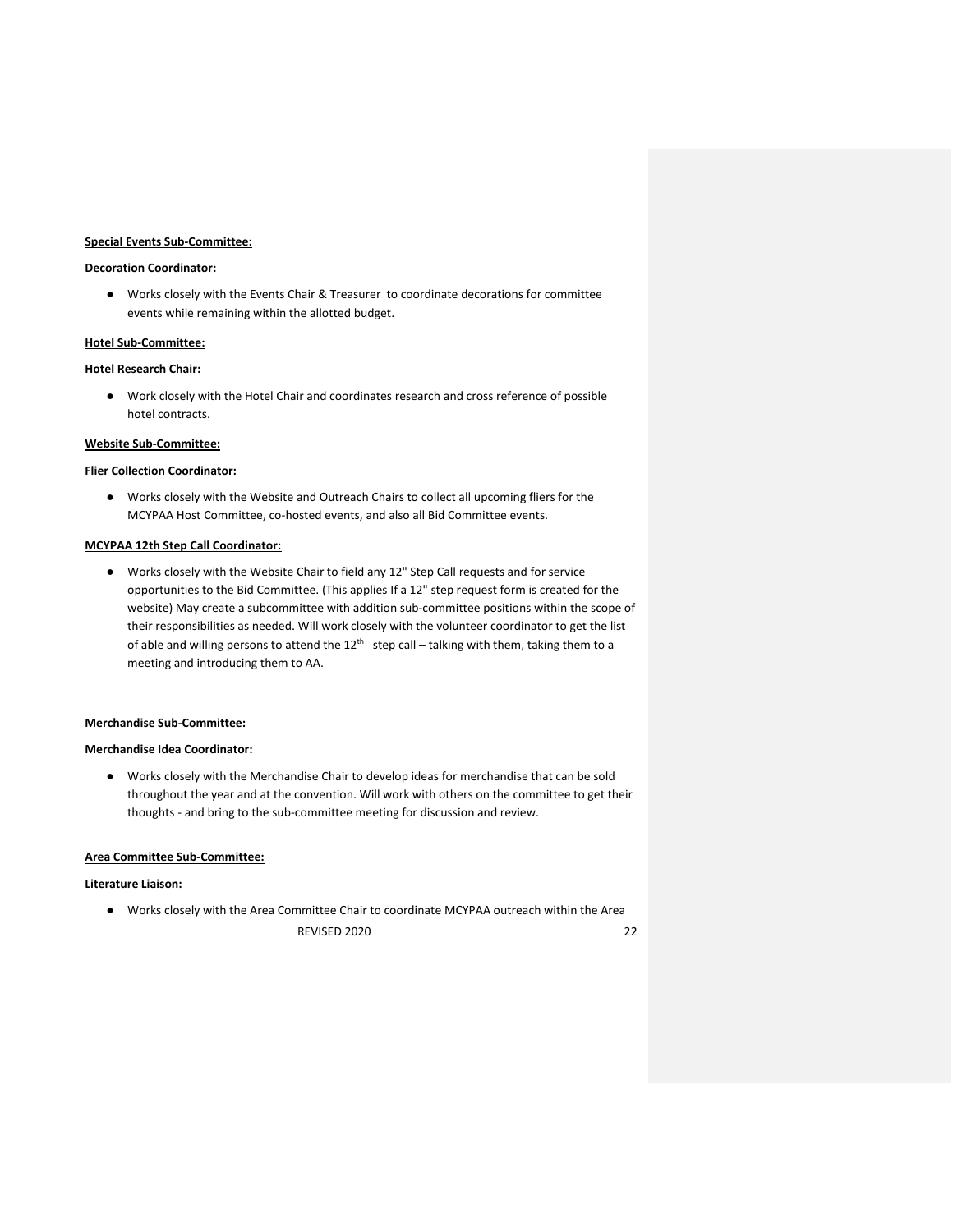**Special Events Sub-Committee:**

**Decoration Coordinator:**

- Works closely with the Events Chair & Treasurer to coordinate decorations for committee events while remaining within the allotted budget.

**Hotel Sub-Committee:**

**Hotel Research Chair:**

- Work closely with the Hotel Chair and coordinates research and cross reference of possible hotel contracts.

**Website Sub-Committee:**

**Flier Collection Coordinator:**

- Works closely with the Website and Outreach Chairs to collect all upcoming fliers for the MCYPAA Host Committee, co-hosted events, and also all Bid Committee events.

**MCYPAA 12th Step Call Coordinator:**

- Works closely with the Website Chair to field any 12" Step Call requests and for service opportunities to the Bid Committee. (This applies If a 12" step request form is created for the website) May create a subcommittee with addition sub-committee positions within the scope of their responsibilities as needed. Will work closely with the volunteer coordinator to get the list of able and willing persons to attend the 12th step call – talking with them, taking them to a meeting and introducing them to AA.

**Merchandise Sub-Committee:**

**Merchandise Idea Coordinator:**

- Works closely with the Merchandise Chair to develop ideas for merchandise that can be sold throughout the year and at the convention. Will work with others on the committee to get their thoughts - and bring to the sub-committee meeting for discussion and review.

**Area Committee Sub-Committee:**

**Literature Liaison:**

- Works closely with the Area Committee Chair to coordinate MCYPAA outreach within the Area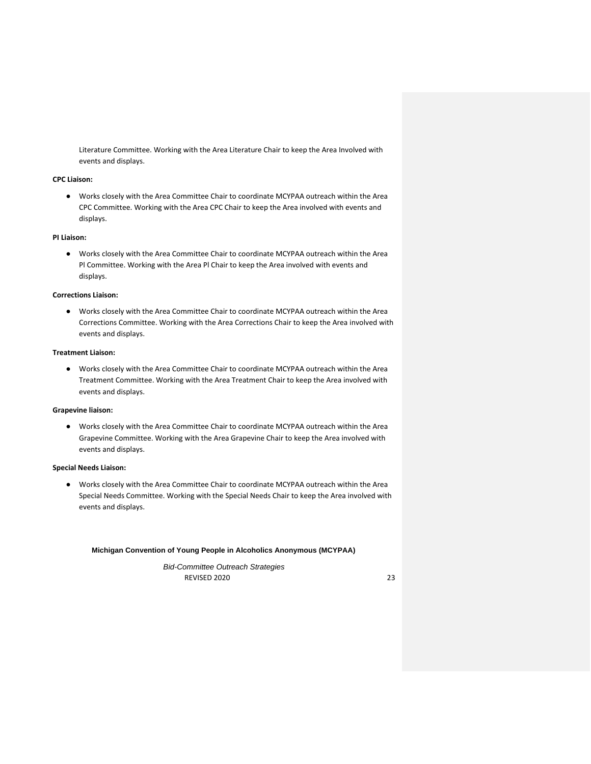Literature Committee. Working with the Area Literature Chair to keep the Area Involved with events and displays.

**CPC Liaison:**

- Works closely with the Area Committee Chair to coordinate MCYPAA outreach within the Area CPC Committee. Working with the Area CPC Chair to keep the Area involved with events and displays.

**PI Liaison:**

- Works closely with the Area Committee Chair to coordinate MCYPAA outreach within the Area Pl Committee. Working with the Area Pl Chair to keep the Area involved with events and displays.

**Corrections Liaison:**

- Works closely with the Area Committee Chair to coordinate MCYPAA outreach within the Area Corrections Committee. Working with the Area Corrections Chair to keep the Area involved with events and displays.

**Treatment Liaison:**

- Works closely with the Area Committee Chair to coordinate MCYPAA outreach within the Area Treatment Committee. Working with the Area Treatment Chair to keep the Area involved with events and displays.

**Grapevine liaison:**

- Works closely with the Area Committee Chair to coordinate MCYPAA outreach within the Area Grapevine Committee. Working with the Area Grapevine Chair to keep the Area involved with events and displays.

**Special Needs Liaison:**

- Works closely with the Area Committee Chair to coordinate MCYPAA outreach within the Area Special Needs Committee. Working with the Special Needs Chair to keep the Area involved with events and displays.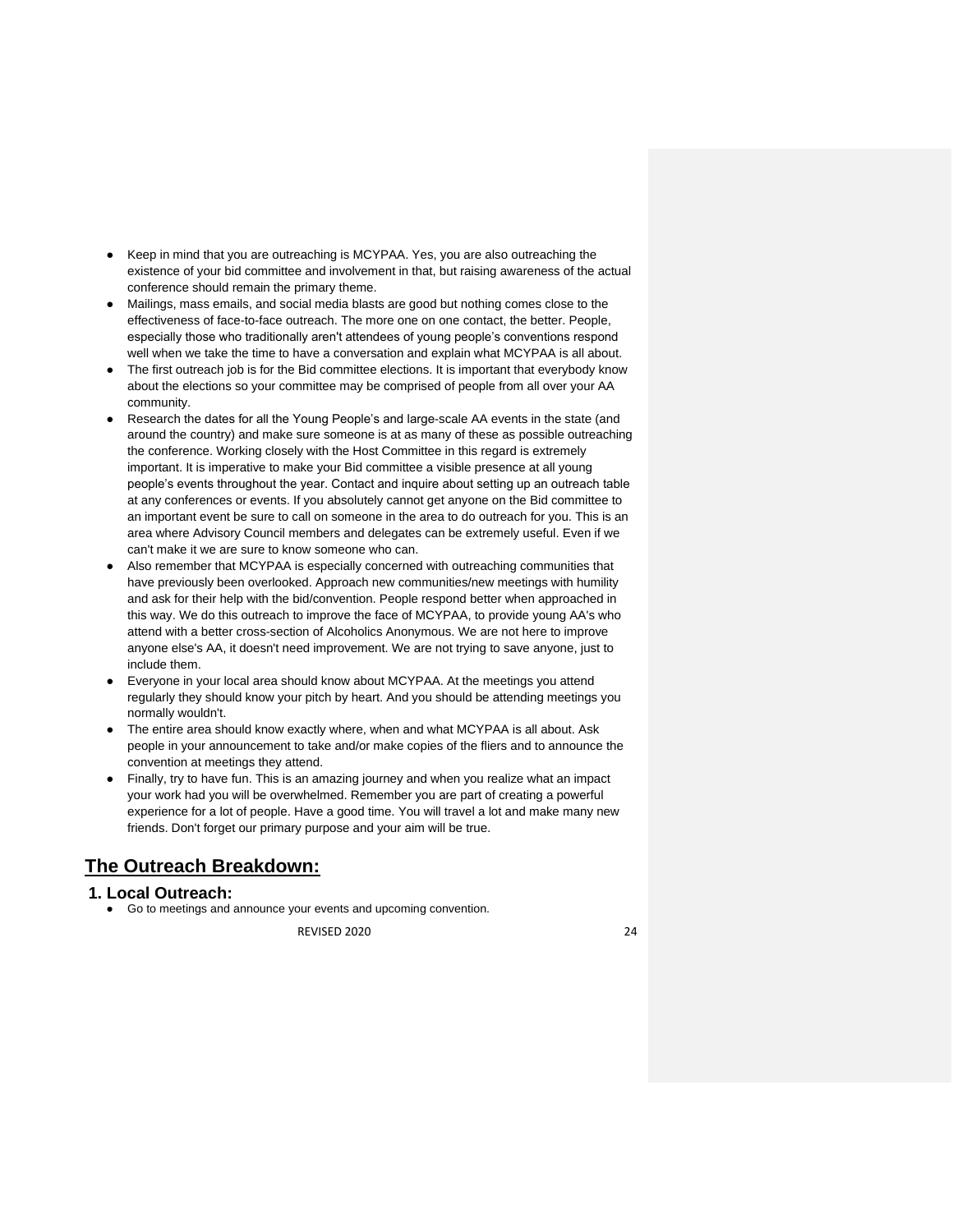- Keep in mind that you are outreaching is MCYPAA. Yes, you are also outreaching the existence of your bid committee and involvement in that, but raising awareness of the actual conference should remain the primary theme.
- Mailings, mass emails, and social media blasts are good but nothing comes close to the effectiveness of face-to-face outreach. The more one on one contact, the better. People, especially those who traditionally aren't attendees of young people's conventions respond well when we take the time to have a conversation and explain what MCYPAA is all about.
- The first outreach job is for the Bid committee elections. It is important that everybody know about the elections so your committee may be comprised of people from all over your AA community.
- Research the dates for all the Young People's and large-scale AA events in the state (and around the country) and make sure someone is at as many of these as possible outreaching the conference. Working closely with the Host Committee in this regard is extremely important. It is imperative to make your Bid committee a visible presence at all young people's events throughout the year. Contact and inquire about setting up an outreach table at any conferences or events. If you absolutely cannot get anyone on the Bid committee to an important event be sure to call on someone in the area to do outreach for you. This is an area where Advisory Council members and delegates can be extremely useful. Even if we can't make it we are sure to know someone who can.
- Also remember that MCYPAA is especially concerned with outreaching communities that have previously been overlooked. Approach new communities/new meetings with humility and ask for their help with the bid/convention. People respond better when approached in this way. We do this outreach to improve the face of MCYPAA, to provide young AA's who attend with a better cross-section of Alcoholics Anonymous. We are not here to improve anyone else's AA, it doesn't need improvement. We are not trying to save anyone, just to include them.
- Everyone in your local area should know about MCYPAA. At the meetings you attend regularly they should know your pitch by heart. And you should be attending meetings you normally wouldn't.
- The entire area should know exactly where, when and what MCYPAA is all about. Ask people in your announcement to take and/or make copies of the fliers and to announce the convention at meetings they attend.
- Finally, try to have fun. This is an amazing journey and when you realize what an impact your work had you will be overwhelmed. Remember you are part of creating a powerful experience for a lot of people. Have a good time. You will travel a lot and make many new friends. Don't forget our primary purpose and your aim will be true.

## <u>The Outreach Breakdown:</u>

### 1. Local Outreach:

- Go to meetings and announce your events and upcoming convention.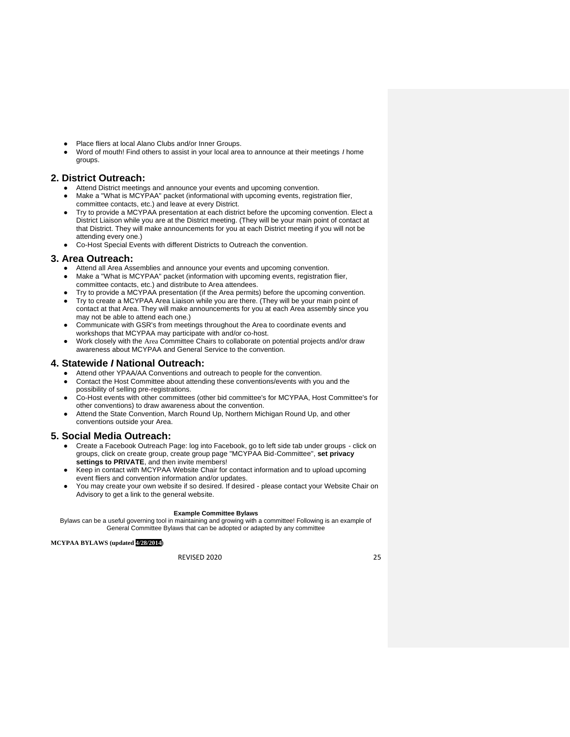- Place fliers at local Alano Clubs and/or Inner Groups.
- Word of mouth! Find others to assist in your local area to announce at their meetings / home groups.

## 2. District Outreach:

- Attend District meetings and announce your events and upcoming convention.
- Make a "What is MCYPAA" packet (informational with upcoming events, registration flier, committee contacts, etc.) and leave at every District.
- Try to provide a MCYPAA presentation at each district before the upcoming convention. Elect a District Liaison while you are at the District meeting. (They will be your main point of contact at that District. They will make announcements for you at each District meeting if you will not be attending every one.)
- Co-Host Special Events with different Districts to Outreach the convention.

## 3. Area Outreach:

- Attend all Area Assemblies and announce your events and upcoming convention.
- Make a "What is MCYPAA" packet (information with upcoming events, registration flier, committee contacts, etc.) and distribute to Area attendees.
- Try to provide a MCYPAA presentation (if the Area permits) before the upcoming convention.
- Try to create a MCYPAA Area Liaison while you are there. (They will be your main point of contact at that Area. They will make announcements for you at each Area assembly since you may not be able to attend each one.)
- Communicate with GSR's from meetings throughout the Area to coordinate events and workshops that MCYPAA may participate with and/or co-host.
- Work closely with the Area Committee Chairs to collaborate on potential projects and/or draw awareness about MCYPAA and General Service to the convention.

## 4. Statewide / National Outreach:

- Attend other YPAA/AA Conventions and outreach to people for the convention.
- Contact the Host Committee about attending these conventions/events with you and the possibility of selling pre-registrations.
- Co-Host events with other committees (other bid committee's for MCYPAA, Host Committee's for other conventions) to draw awareness about the convention.
- Attend the State Convention, March Round Up, Northern Michigan Round Up, and other conventions outside your Area.

## 5. Social Media Outreach:

- Create a Facebook Outreach Page: log into Facebook, go to left side tab under groups - click on groups, click on create group, create group page "MCYPAA Bid-Committee", **set privacy settings to PRIVATE**, and then invite members!
- Keep in contact with MCYPAA Website Chair for contact information and to upload upcoming event fliers and convention information and/or updates.
- You may create your own website if so desired. If desired - please contact your Website Chair on Advisory to get a link to the general website.

**Example Committee Bylaws**

Bylaws can be a useful governing tool in maintaining and growing with a committee! Following is an example of General Committee Bylaws that can be adopted or adapted by any committee

**MCYPAA BYLAWS (updated 4/28/2014)**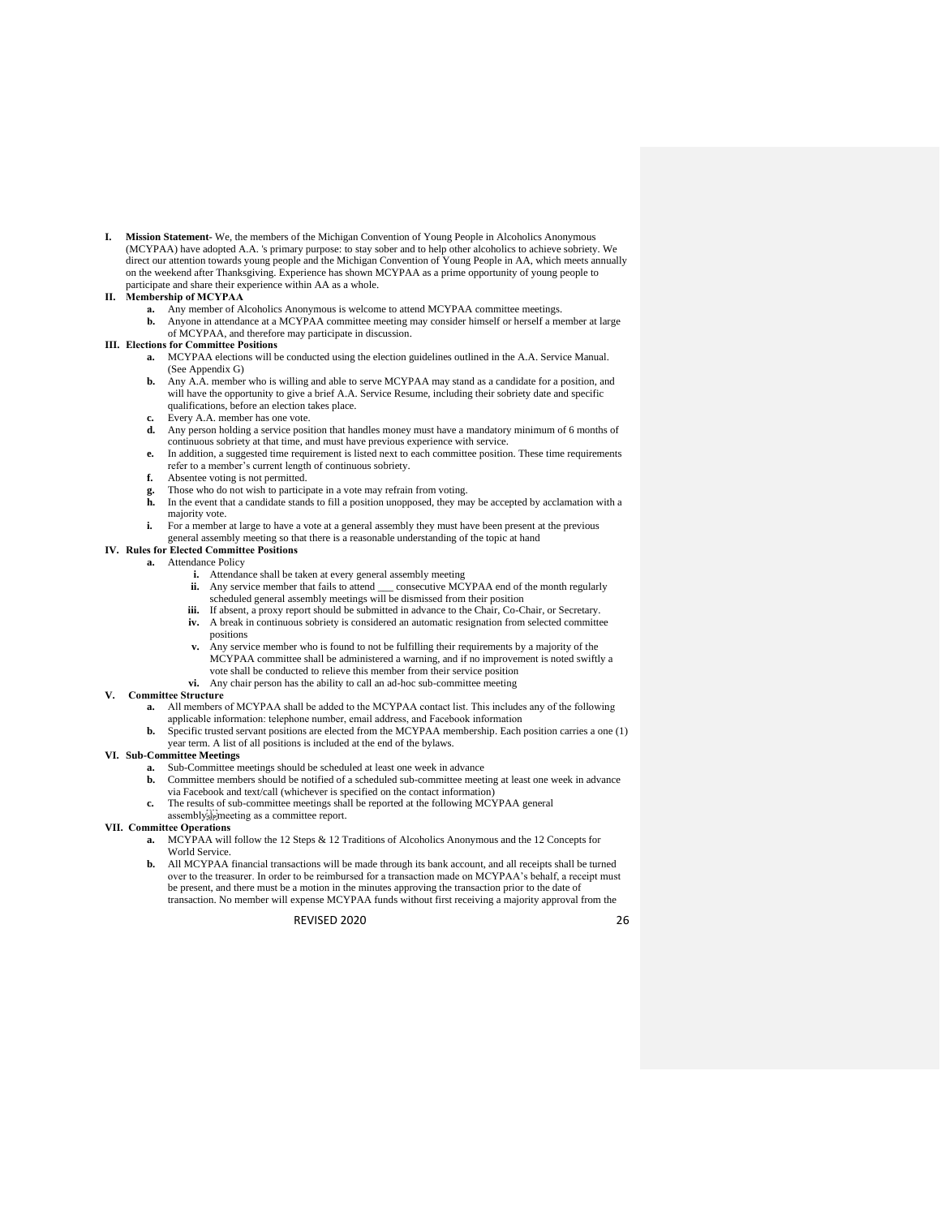**I. Mission Statement**- We, the members of the Michigan Convention of Young People in Alcoholics Anonymous (MCYPAA) have adopted A.A. 's primary purpose: to stay sober and to help other alcoholics to achieve sobriety. We direct our attention towards young people and the Michigan Convention of Young People in AA, which meets annually on the weekend after Thanksgiving. Experience has shown MCYPAA as a prime opportunity of young people to participate and share their experience within AA as a whole.

**II. Membership of MCYPAA**

- **a.** Any member of Alcoholics Anonymous is welcome to attend MCYPAA committee meetings.
- **b.** Anyone in attendance at a MCYPAA committee meeting may consider himself or herself a member at large of MCYPAA, and therefore may participate in discussion.

**III. Elections for Committee Positions**

- **a.** MCYPAA elections will be conducted using the election guidelines outlined in the A.A. Service Manual. (See Appendix G)
- **b.** Any A.A. member who is willing and able to serve MCYPAA may stand as a candidate for a position, and will have the opportunity to give a brief A.A. Service Resume, including their sobriety date and specific qualifications, before an election takes place.
- **c.** Every A.A. member has one vote.
- **d.** Any person holding a service position that handles money must have a mandatory minimum of 6 months of continuous sobriety at that time, and must have previous experience with service.
- **e.** In addition, a suggested time requirement is listed next to each committee position. These time requirements refer to a member's current length of continuous sobriety.
- **f.** Absentee voting is not permitted.
- **g.** Those who do not wish to participate in a vote may refrain from voting.
- **h.** In the event that a candidate stands to fill a position unopposed, they may be accepted by acclamation with a majority vote.
- **i.** For a member at large to have a vote at a general assembly they must have been present at the previous general assembly meeting so that there is a reasonable understanding of the topic at hand

**IV. Rules for Elected Committee Positions**

- **a.** Attendance Policy
  - **i.** Attendance shall be taken at every general assembly meeting
  - **ii.** Any service member that fails to attend ___ consecutive MCYPAA end of the month regularly scheduled general assembly meetings will be dismissed from their position
  - **iii.** If absent, a proxy report should be submitted in advance to the Chair, Co-Chair, or Secretary.
  - **iv.** A break in continuous sobriety is considered an automatic resignation from selected committee positions
  - **v.** Any service member who is found to not be fulfilling their requirements by a majority of the MCYPAA committee shall be administered a warning, and if no improvement is noted swiftly a vote shall be conducted to relieve this member from their service position
  - **vi.** Any chair person has the ability to call an ad-hoc sub-committee meeting

**V. Committee Structure**

- **a.** All members of MCYPAA shall be added to the MCYPAA contact list. This includes any of the following applicable information: telephone number, email address, and Facebook information
- **b.** Specific trusted servant positions are elected from the MCYPAA membership. Each position carries a one (1) year term. A list of all positions is included at the end of the bylaws.

**VI. Sub-Committee Meetings**

- **a.** Sub-Committee meetings should be scheduled at least one week in advance
- **b.** Committee members should be notified of a scheduled sub-committee meeting at least one week in advance via Facebook and text/call (whichever is specified on the contact information)
- **c.** The results of sub-committee meetings shall be reported at the following MCYPAA general assembly meeting as a committee report.

**VII. Committee Operations**

- **a.** MCYPAA will follow the 12 Steps & 12 Traditions of Alcoholics Anonymous and the 12 Concepts for World Service.
- **b.** All MCYPAA financial transactions will be made through its bank account, and all receipts shall be turned over to the treasurer. In order to be reimbursed for a transaction made on MCYPAA's behalf, a receipt must be present, and there must be a motion in the minutes approving the transaction prior to the date of transaction. No member will expense MCYPAA funds without first receiving a majority approval from the

REVISED 2020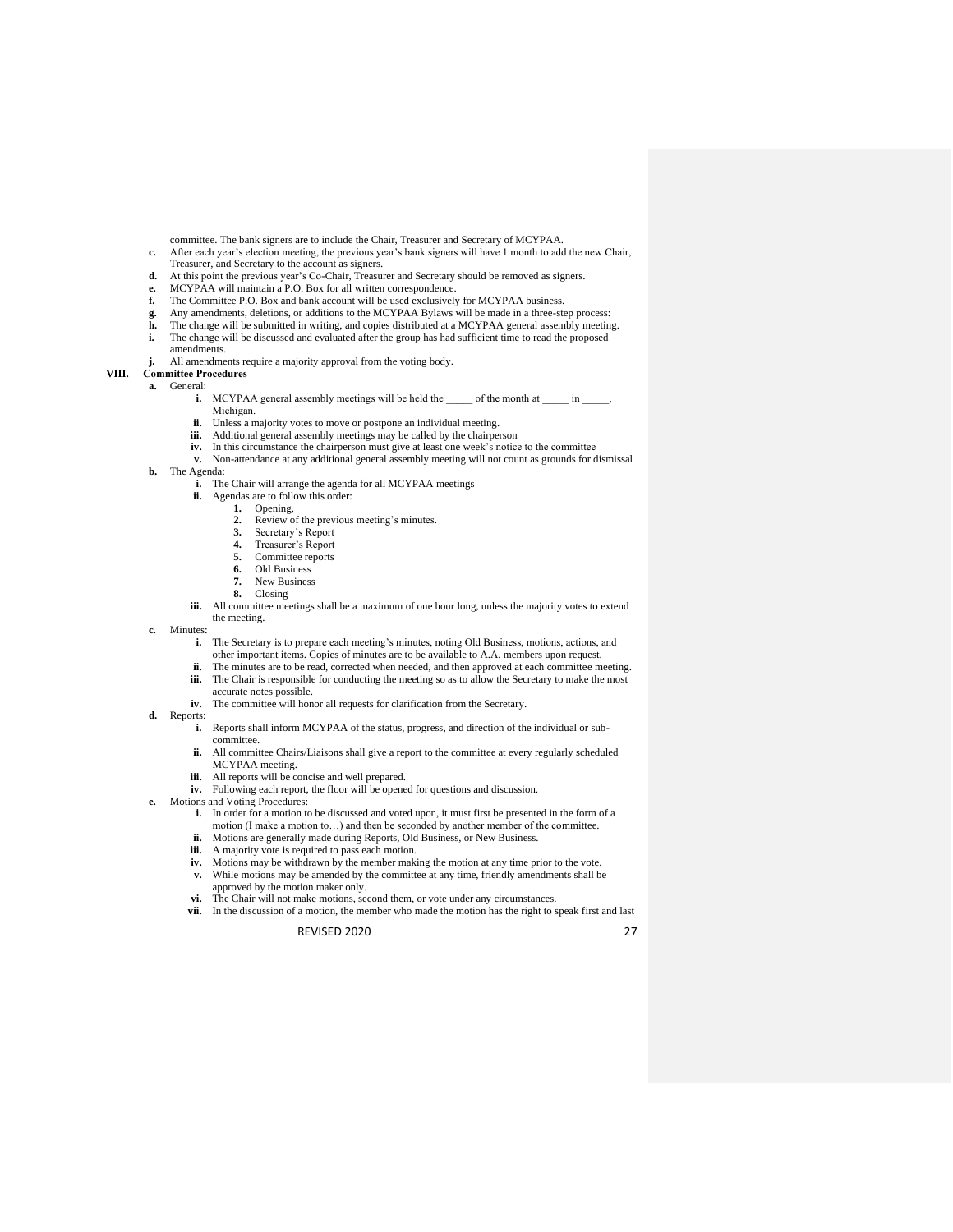committee. The bank signers are to include the Chair, Treasurer and Secretary of MCYPAA.

c. After each year's election meeting, the previous year's bank signers will have 1 month to add the new Chair, Treasurer, and Secretary to the account as signers.
d. At this point the previous year's Co-Chair, Treasurer and Secretary should be removed as signers.
e. MCYPAA will maintain a P.O. Box for all written correspondence.
f. The Committee P.O. Box and bank account will be used exclusively for MCYPAA business.
g. Any amendments, deletions, or additions to the MCYPAA Bylaws will be made in a three-step process:
h. The change will be submitted in writing, and copies distributed at a MCYPAA general assembly meeting.
i. The change will be discussed and evaluated after the group has had sufficient time to read the proposed amendments.
j. All amendments require a majority approval from the voting body.

**VIII. Committee Procedures**

a. General:
   i. MCYPAA general assembly meetings will be held the _____ of the month at _____ in _____, Michigan.
   ii. Unless a majority votes to move or postpone an individual meeting.
   iii. Additional general assembly meetings may be called by the chairperson
   iv. In this circumstance the chairperson must give at least one week's notice to the committee
   v. Non-attendance at any additional general assembly meeting will not count as grounds for dismissal
b. The Agenda:
   i. The Chair will arrange the agenda for all MCYPAA meetings
   ii. Agendas are to follow this order:
      1. Opening.
      2. Review of the previous meeting's minutes.
      3. Secretary's Report
      4. Treasurer's Report
      5. Committee reports
      6. Old Business
      7. New Business
      8. Closing
   iii. All committee meetings shall be a maximum of one hour long, unless the majority votes to extend the meeting.
c. Minutes:
   i. The Secretary is to prepare each meeting's minutes, noting Old Business, motions, actions, and other important items. Copies of minutes are to be available to A.A. members upon request.
   ii. The minutes are to be read, corrected when needed, and then approved at each committee meeting.
   iii. The Chair is responsible for conducting the meeting so as to allow the Secretary to make the most accurate notes possible.
   iv. The committee will honor all requests for clarification from the Secretary.
d. Reports:
   i. Reports shall inform MCYPAA of the status, progress, and direction of the individual or sub-committee.
   ii. All committee Chairs/Liaisons shall give a report to the committee at every regularly scheduled MCYPAA meeting.
   iii. All reports will be concise and well prepared.
   iv. Following each report, the floor will be opened for questions and discussion.
e. Motions and Voting Procedures:
   i. In order for a motion to be discussed and voted upon, it must first be presented in the form of a motion (I make a motion to…) and then be seconded by another member of the committee.
   ii. Motions are generally made during Reports, Old Business, or New Business.
   iii. A majority vote is required to pass each motion.
   iv. Motions may be withdrawn by the member making the motion at any time prior to the vote.
   v. While motions may be amended by the committee at any time, friendly amendments shall be approved by the motion maker only.
   vi. The Chair will not make motions, second them, or vote under any circumstances.
   vii. In the discussion of a motion, the member who made the motion has the right to speak first and last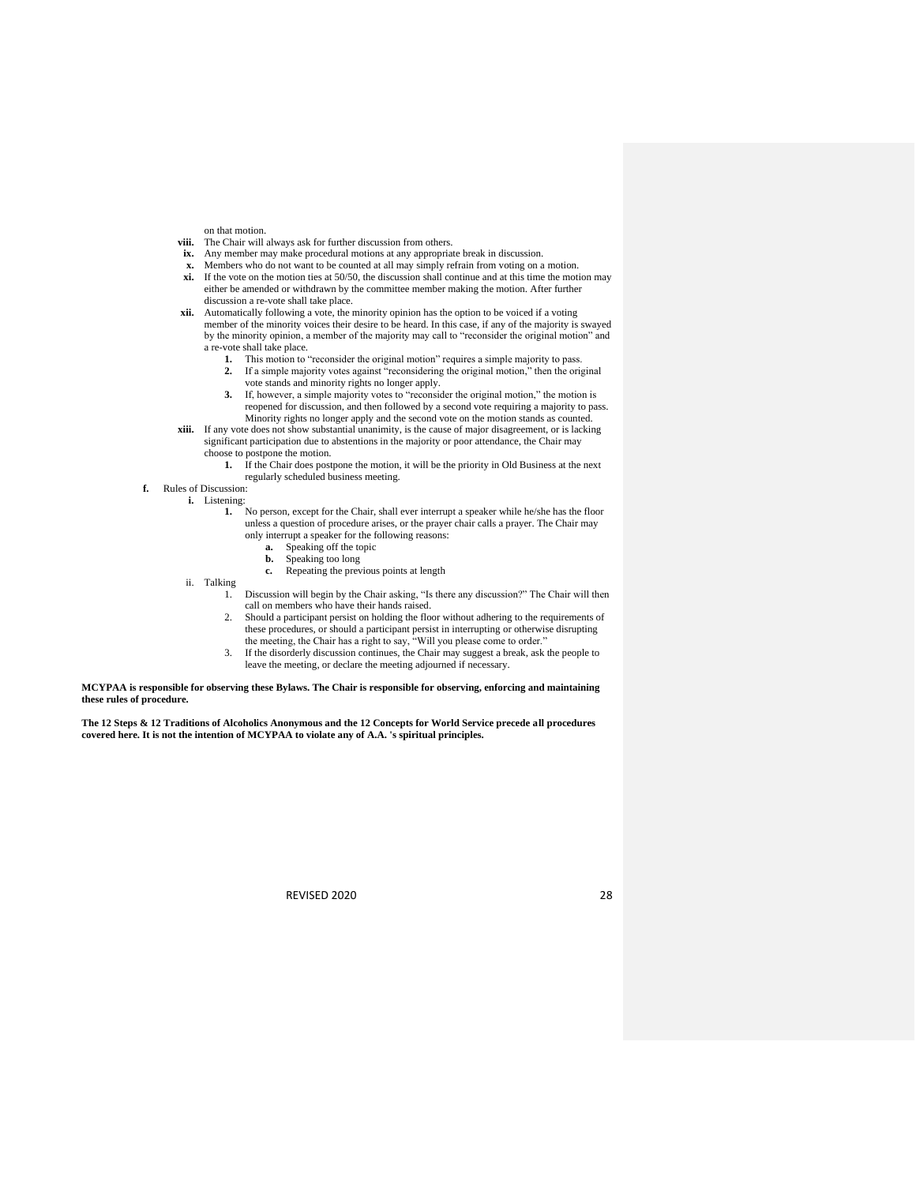on that motion.

- **viii.** The Chair will always ask for further discussion from others.
- **ix.** Any member may make procedural motions at any appropriate break in discussion.
- **x.** Members who do not want to be counted at all may simply refrain from voting on a motion.
- **xi.** If the vote on the motion ties at 50/50, the discussion shall continue and at this time the motion may either be amended or withdrawn by the committee member making the motion. After further discussion a re-vote shall take place.
- **xii.** Automatically following a vote, the minority opinion has the option to be voiced if a voting member of the minority voices their desire to be heard. In this case, if any of the majority is swayed by the minority opinion, a member of the majority may call to "reconsider the original motion" and a re-vote shall take place.
  1. This motion to "reconsider the original motion" requires a simple majority to pass.
  2. If a simple majority votes against "reconsidering the original motion," then the original vote stands and minority rights no longer apply.
  3. If, however, a simple majority votes to "reconsider the original motion," the motion is reopened for discussion, and then followed by a second vote requiring a majority to pass. Minority rights no longer apply and the second vote on the motion stands as counted.
- **xiii.** If any vote does not show substantial unanimity, is the cause of major disagreement, or is lacking significant participation due to abstentions in the majority or poor attendance, the Chair may choose to postpone the motion.
  1. If the Chair does postpone the motion, it will be the priority in Old Business at the next regularly scheduled business meeting.

**f.** Rules of Discussion:

- **i.** Listening:
  1. No person, except for the Chair, shall ever interrupt a speaker while he/she has the floor unless a question of procedure arises, or the prayer chair calls a prayer. The Chair may only interrupt a speaker for the following reasons:
     - **a.** Speaking off the topic
     - **b.** Speaking too long
     - **c.** Repeating the previous points at length
- ii. Talking
  1. Discussion will begin by the Chair asking, "Is there any discussion?" The Chair will then call on members who have their hands raised.
  2. Should a participant persist on holding the floor without adhering to the requirements of these procedures, or should a participant persist in interrupting or otherwise disrupting the meeting, the Chair has a right to say, "Will you please come to order."
  3. If the disorderly discussion continues, the Chair may suggest a break, ask the people to leave the meeting, or declare the meeting adjourned if necessary.

**MCYPAA is responsible for observing these Bylaws. The Chair is responsible for observing, enforcing and maintaining these rules of procedure.**

**The 12 Steps & 12 Traditions of Alcoholics Anonymous and the 12 Concepts for World Service precede all procedures covered here. It is not the intention of MCYPAA to violate any of A.A. 's spiritual principles.**